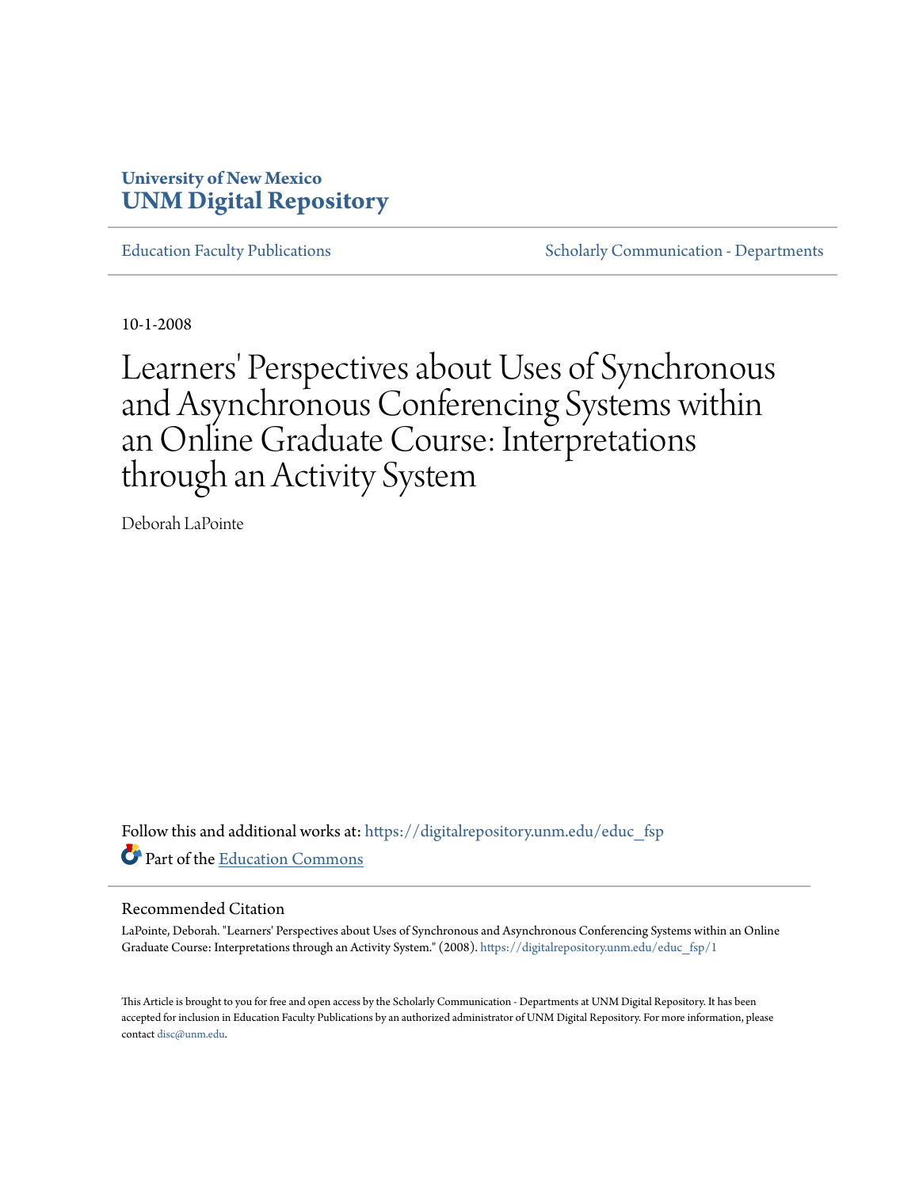University of New Mexico
**UNM Digital Repository**

Education Faculty Publications | Scholarly Communication - Departments

10-1-2008

# Learners' Perspectives about Uses of Synchronous and Asynchronous Conferencing Systems within an Online Graduate Course: Interpretations through an Activity System

Deborah LaPointe

Follow this and additional works at: https://digitalrepository.unm.edu/educ_fsp

Part of the Education Commons

## Recommended Citation

LaPointe, Deborah. "Learners' Perspectives about Uses of Synchronous and Asynchronous Conferencing Systems within an Online Graduate Course: Interpretations through an Activity System." (2008). https://digitalrepository.unm.edu/educ_fsp/1

This Article is brought to you for free and open access by the Scholarly Communication - Departments at UNM Digital Repository. It has been accepted for inclusion in Education Faculty Publications by an authorized administrator of UNM Digital Repository. For more information, please contact disc@unm.edu.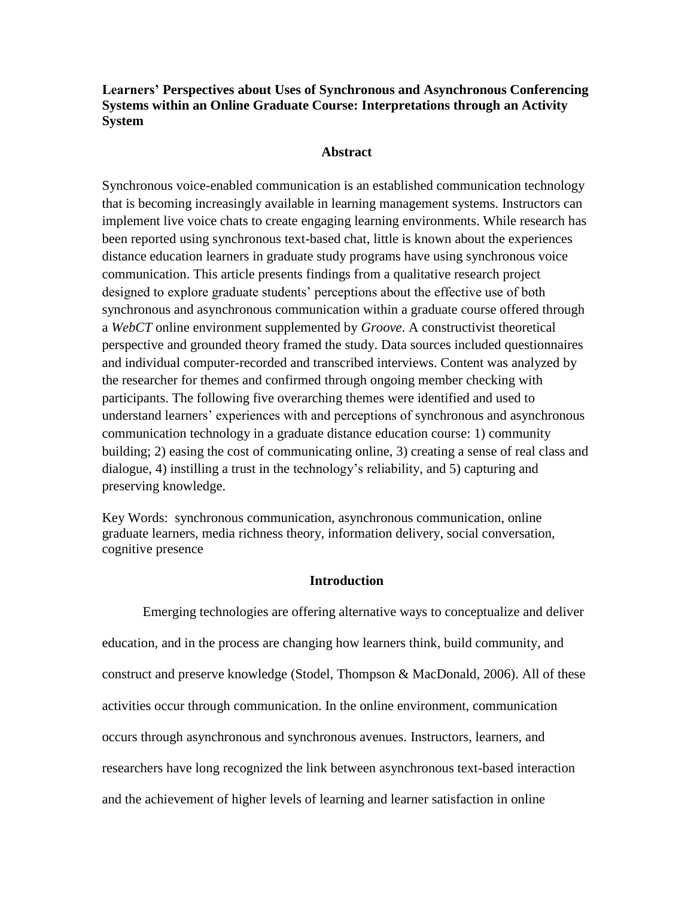**Learners' Perspectives about Uses of Synchronous and Asynchronous Conferencing Systems within an Online Graduate Course: Interpretations through an Activity System**

## Abstract

Synchronous voice-enabled communication is an established communication technology that is becoming increasingly available in learning management systems. Instructors can implement live voice chats to create engaging learning environments. While research has been reported using synchronous text-based chat, little is known about the experiences distance education learners in graduate study programs have using synchronous voice communication. This article presents findings from a qualitative research project designed to explore graduate students' perceptions about the effective use of both synchronous and asynchronous communication within a graduate course offered through a *WebCT* online environment supplemented by *Groove*. A constructivist theoretical perspective and grounded theory framed the study. Data sources included questionnaires and individual computer-recorded and transcribed interviews. Content was analyzed by the researcher for themes and confirmed through ongoing member checking with participants. The following five overarching themes were identified and used to understand learners' experiences with and perceptions of synchronous and asynchronous communication technology in a graduate distance education course: 1) community building; 2) easing the cost of communicating online, 3) creating a sense of real class and dialogue, 4) instilling a trust in the technology's reliability, and 5) capturing and preserving knowledge.

Key Words: synchronous communication, asynchronous communication, online graduate learners, media richness theory, information delivery, social conversation, cognitive presence

## Introduction

Emerging technologies are offering alternative ways to conceptualize and deliver education, and in the process are changing how learners think, build community, and construct and preserve knowledge (Stodel, Thompson & MacDonald, 2006). All of these activities occur through communication. In the online environment, communication occurs through asynchronous and synchronous avenues. Instructors, learners, and researchers have long recognized the link between asynchronous text-based interaction and the achievement of higher levels of learning and learner satisfaction in online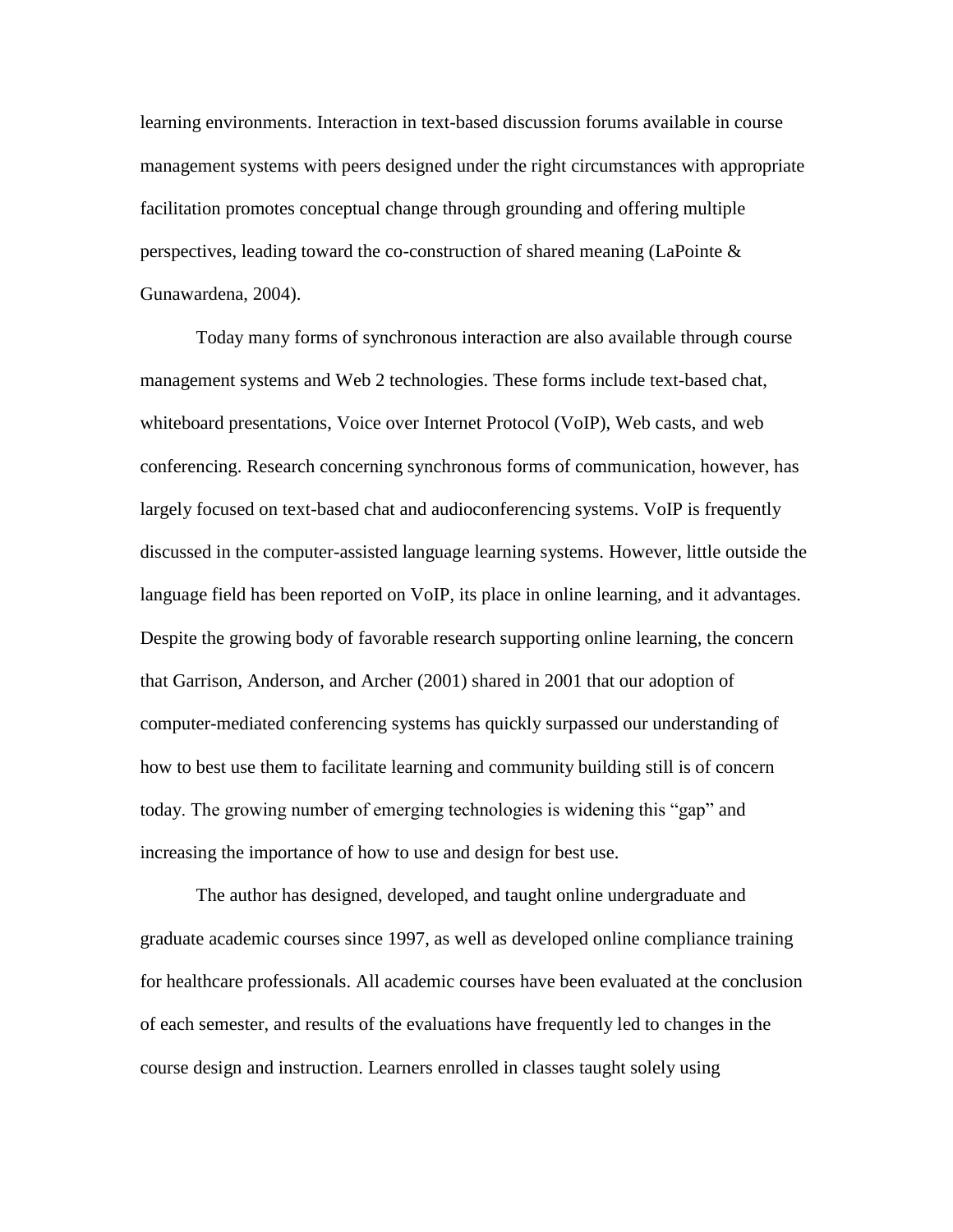learning environments. Interaction in text-based discussion forums available in course management systems with peers designed under the right circumstances with appropriate facilitation promotes conceptual change through grounding and offering multiple perspectives, leading toward the co-construction of shared meaning (LaPointe & Gunawardena, 2004).

Today many forms of synchronous interaction are also available through course management systems and Web 2 technologies. These forms include text-based chat, whiteboard presentations, Voice over Internet Protocol (VoIP), Web casts, and web conferencing. Research concerning synchronous forms of communication, however, has largely focused on text-based chat and audioconferencing systems. VoIP is frequently discussed in the computer-assisted language learning systems. However, little outside the language field has been reported on VoIP, its place in online learning, and it advantages. Despite the growing body of favorable research supporting online learning, the concern that Garrison, Anderson, and Archer (2001) shared in 2001 that our adoption of computer-mediated conferencing systems has quickly surpassed our understanding of how to best use them to facilitate learning and community building still is of concern today. The growing number of emerging technologies is widening this "gap" and increasing the importance of how to use and design for best use.

The author has designed, developed, and taught online undergraduate and graduate academic courses since 1997, as well as developed online compliance training for healthcare professionals. All academic courses have been evaluated at the conclusion of each semester, and results of the evaluations have frequently led to changes in the course design and instruction. Learners enrolled in classes taught solely using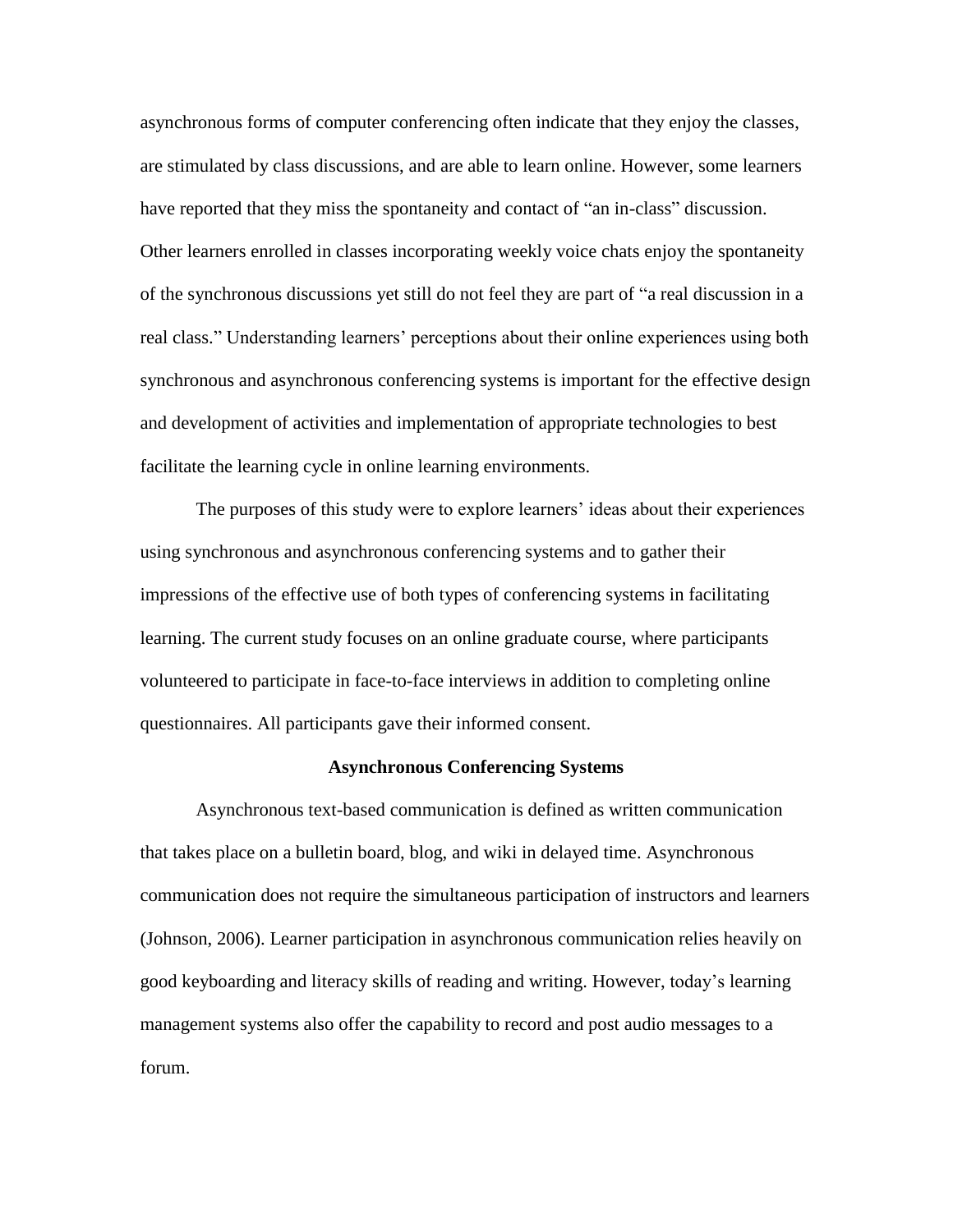asynchronous forms of computer conferencing often indicate that they enjoy the classes, are stimulated by class discussions, and are able to learn online. However, some learners have reported that they miss the spontaneity and contact of "an in-class" discussion. Other learners enrolled in classes incorporating weekly voice chats enjoy the spontaneity of the synchronous discussions yet still do not feel they are part of "a real discussion in a real class." Understanding learners' perceptions about their online experiences using both synchronous and asynchronous conferencing systems is important for the effective design and development of activities and implementation of appropriate technologies to best facilitate the learning cycle in online learning environments.

The purposes of this study were to explore learners' ideas about their experiences using synchronous and asynchronous conferencing systems and to gather their impressions of the effective use of both types of conferencing systems in facilitating learning. The current study focuses on an online graduate course, where participants volunteered to participate in face-to-face interviews in addition to completing online questionnaires. All participants gave their informed consent.

## Asynchronous Conferencing Systems

Asynchronous text-based communication is defined as written communication that takes place on a bulletin board, blog, and wiki in delayed time. Asynchronous communication does not require the simultaneous participation of instructors and learners (Johnson, 2006). Learner participation in asynchronous communication relies heavily on good keyboarding and literacy skills of reading and writing. However, today's learning management systems also offer the capability to record and post audio messages to a forum.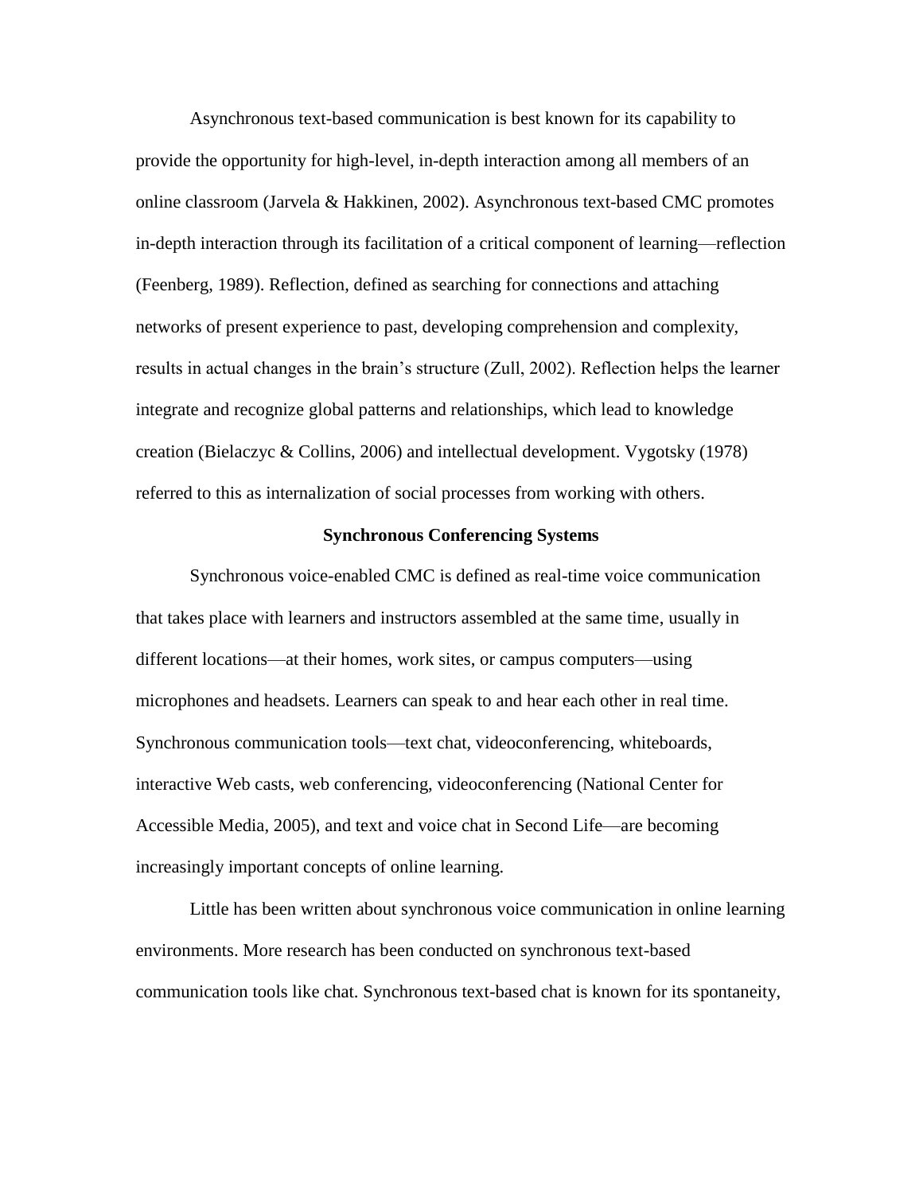Asynchronous text-based communication is best known for its capability to provide the opportunity for high-level, in-depth interaction among all members of an online classroom (Jarvela & Hakkinen, 2002). Asynchronous text-based CMC promotes in-depth interaction through its facilitation of a critical component of learning—reflection (Feenberg, 1989). Reflection, defined as searching for connections and attaching networks of present experience to past, developing comprehension and complexity, results in actual changes in the brain's structure (Zull, 2002). Reflection helps the learner integrate and recognize global patterns and relationships, which lead to knowledge creation (Bielaczyc & Collins, 2006) and intellectual development. Vygotsky (1978) referred to this as internalization of social processes from working with others.

## Synchronous Conferencing Systems

Synchronous voice-enabled CMC is defined as real-time voice communication that takes place with learners and instructors assembled at the same time, usually in different locations—at their homes, work sites, or campus computers—using microphones and headsets. Learners can speak to and hear each other in real time. Synchronous communication tools—text chat, videoconferencing, whiteboards, interactive Web casts, web conferencing, videoconferencing (National Center for Accessible Media, 2005), and text and voice chat in Second Life—are becoming increasingly important concepts of online learning.

Little has been written about synchronous voice communication in online learning environments. More research has been conducted on synchronous text-based communication tools like chat. Synchronous text-based chat is known for its spontaneity,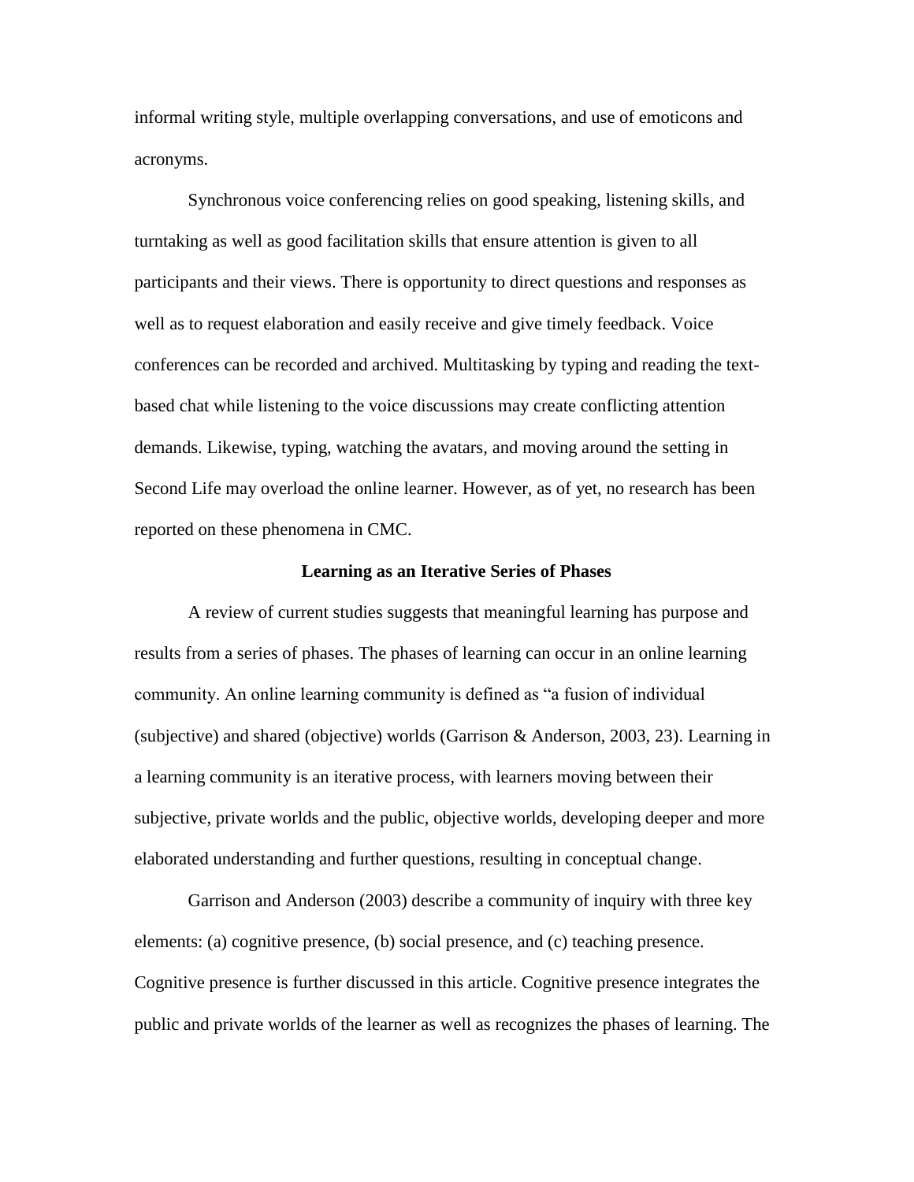informal writing style, multiple overlapping conversations, and use of emoticons and acronyms.

Synchronous voice conferencing relies on good speaking, listening skills, and turntaking as well as good facilitation skills that ensure attention is given to all participants and their views. There is opportunity to direct questions and responses as well as to request elaboration and easily receive and give timely feedback. Voice conferences can be recorded and archived. Multitasking by typing and reading the text-based chat while listening to the voice discussions may create conflicting attention demands. Likewise, typing, watching the avatars, and moving around the setting in Second Life may overload the online learner. However, as of yet, no research has been reported on these phenomena in CMC.

## Learning as an Iterative Series of Phases

A review of current studies suggests that meaningful learning has purpose and results from a series of phases. The phases of learning can occur in an online learning community. An online learning community is defined as "a fusion of individual (subjective) and shared (objective) worlds (Garrison & Anderson, 2003, 23). Learning in a learning community is an iterative process, with learners moving between their subjective, private worlds and the public, objective worlds, developing deeper and more elaborated understanding and further questions, resulting in conceptual change.

Garrison and Anderson (2003) describe a community of inquiry with three key elements: (a) cognitive presence, (b) social presence, and (c) teaching presence. Cognitive presence is further discussed in this article. Cognitive presence integrates the public and private worlds of the learner as well as recognizes the phases of learning. The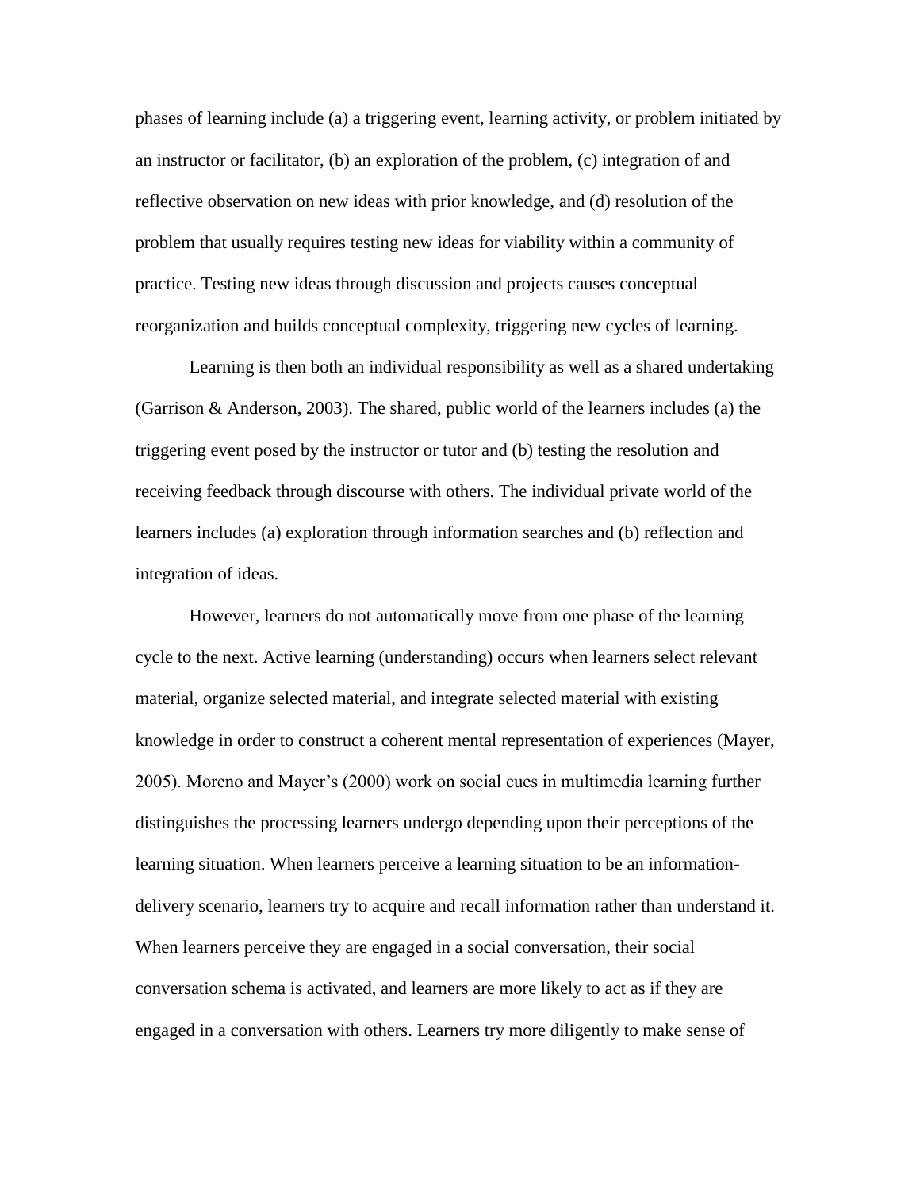phases of learning include (a) a triggering event, learning activity, or problem initiated by an instructor or facilitator, (b) an exploration of the problem, (c) integration of and reflective observation on new ideas with prior knowledge, and (d) resolution of the problem that usually requires testing new ideas for viability within a community of practice. Testing new ideas through discussion and projects causes conceptual reorganization and builds conceptual complexity, triggering new cycles of learning.

Learning is then both an individual responsibility as well as a shared undertaking (Garrison & Anderson, 2003). The shared, public world of the learners includes (a) the triggering event posed by the instructor or tutor and (b) testing the resolution and receiving feedback through discourse with others. The individual private world of the learners includes (a) exploration through information searches and (b) reflection and integration of ideas.

However, learners do not automatically move from one phase of the learning cycle to the next. Active learning (understanding) occurs when learners select relevant material, organize selected material, and integrate selected material with existing knowledge in order to construct a coherent mental representation of experiences (Mayer, 2005). Moreno and Mayer's (2000) work on social cues in multimedia learning further distinguishes the processing learners undergo depending upon their perceptions of the learning situation. When learners perceive a learning situation to be an information-delivery scenario, learners try to acquire and recall information rather than understand it. When learners perceive they are engaged in a social conversation, their social conversation schema is activated, and learners are more likely to act as if they are engaged in a conversation with others. Learners try more diligently to make sense of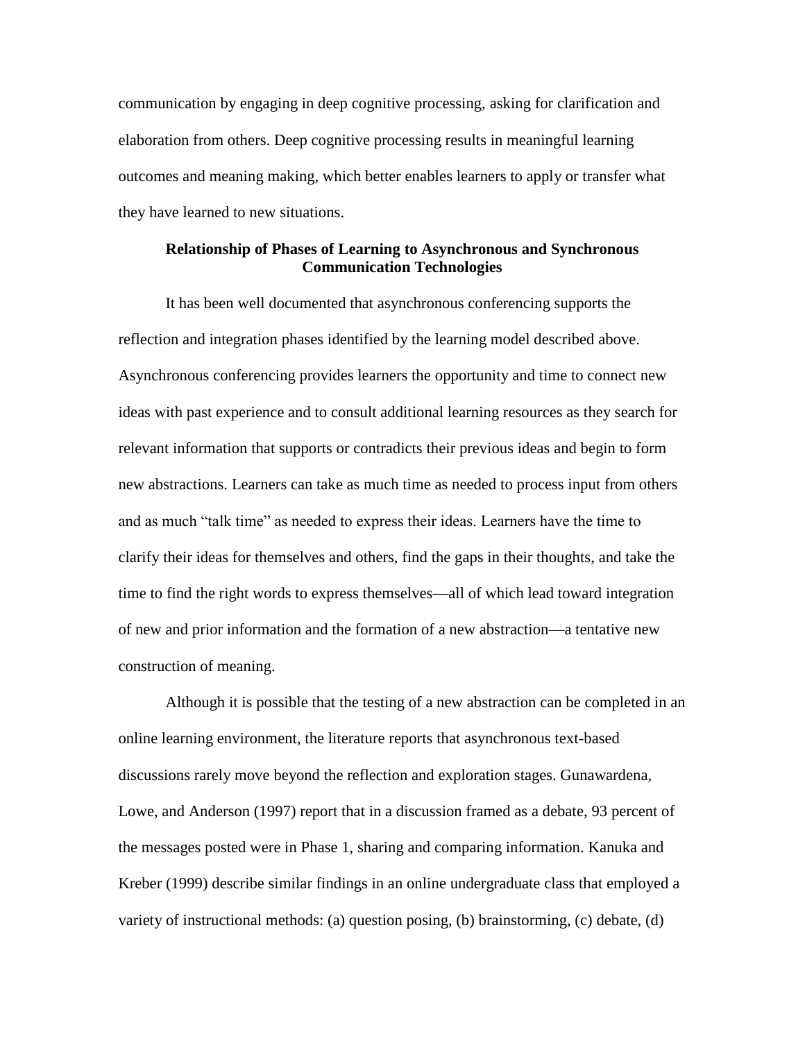communication by engaging in deep cognitive processing, asking for clarification and elaboration from others. Deep cognitive processing results in meaningful learning outcomes and meaning making, which better enables learners to apply or transfer what they have learned to new situations.

### Relationship of Phases of Learning to Asynchronous and Synchronous Communication Technologies

It has been well documented that asynchronous conferencing supports the reflection and integration phases identified by the learning model described above. Asynchronous conferencing provides learners the opportunity and time to connect new ideas with past experience and to consult additional learning resources as they search for relevant information that supports or contradicts their previous ideas and begin to form new abstractions. Learners can take as much time as needed to process input from others and as much "talk time" as needed to express their ideas. Learners have the time to clarify their ideas for themselves and others, find the gaps in their thoughts, and take the time to find the right words to express themselves—all of which lead toward integration of new and prior information and the formation of a new abstraction—a tentative new construction of meaning.

Although it is possible that the testing of a new abstraction can be completed in an online learning environment, the literature reports that asynchronous text-based discussions rarely move beyond the reflection and exploration stages. Gunawardena, Lowe, and Anderson (1997) report that in a discussion framed as a debate, 93 percent of the messages posted were in Phase 1, sharing and comparing information. Kanuka and Kreber (1999) describe similar findings in an online undergraduate class that employed a variety of instructional methods: (a) question posing, (b) brainstorming, (c) debate, (d)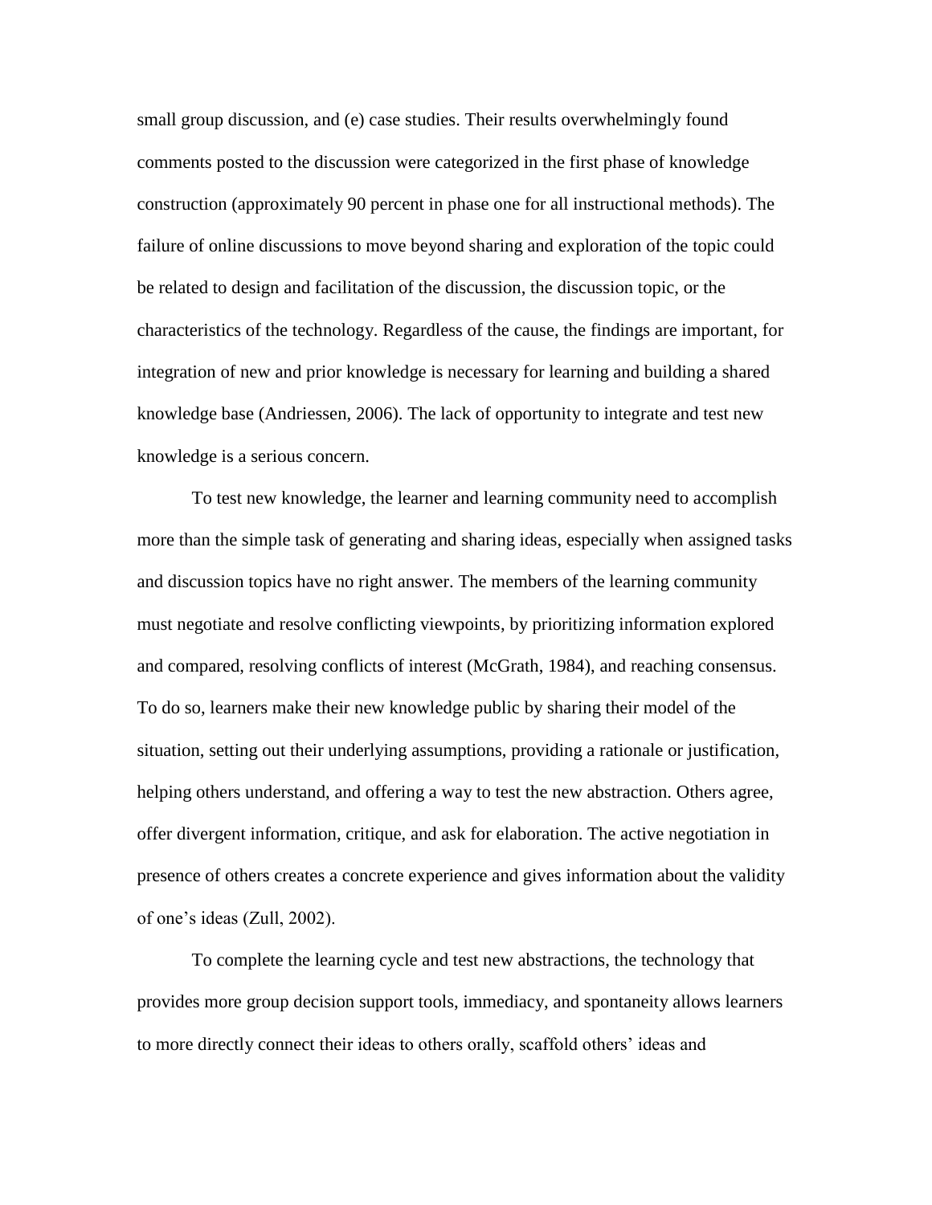small group discussion, and (e) case studies. Their results overwhelmingly found comments posted to the discussion were categorized in the first phase of knowledge construction (approximately 90 percent in phase one for all instructional methods). The failure of online discussions to move beyond sharing and exploration of the topic could be related to design and facilitation of the discussion, the discussion topic, or the characteristics of the technology. Regardless of the cause, the findings are important, for integration of new and prior knowledge is necessary for learning and building a shared knowledge base (Andriessen, 2006). The lack of opportunity to integrate and test new knowledge is a serious concern.

To test new knowledge, the learner and learning community need to accomplish more than the simple task of generating and sharing ideas, especially when assigned tasks and discussion topics have no right answer. The members of the learning community must negotiate and resolve conflicting viewpoints, by prioritizing information explored and compared, resolving conflicts of interest (McGrath, 1984), and reaching consensus. To do so, learners make their new knowledge public by sharing their model of the situation, setting out their underlying assumptions, providing a rationale or justification, helping others understand, and offering a way to test the new abstraction. Others agree, offer divergent information, critique, and ask for elaboration. The active negotiation in presence of others creates a concrete experience and gives information about the validity of one's ideas (Zull, 2002).

To complete the learning cycle and test new abstractions, the technology that provides more group decision support tools, immediacy, and spontaneity allows learners to more directly connect their ideas to others orally, scaffold others' ideas and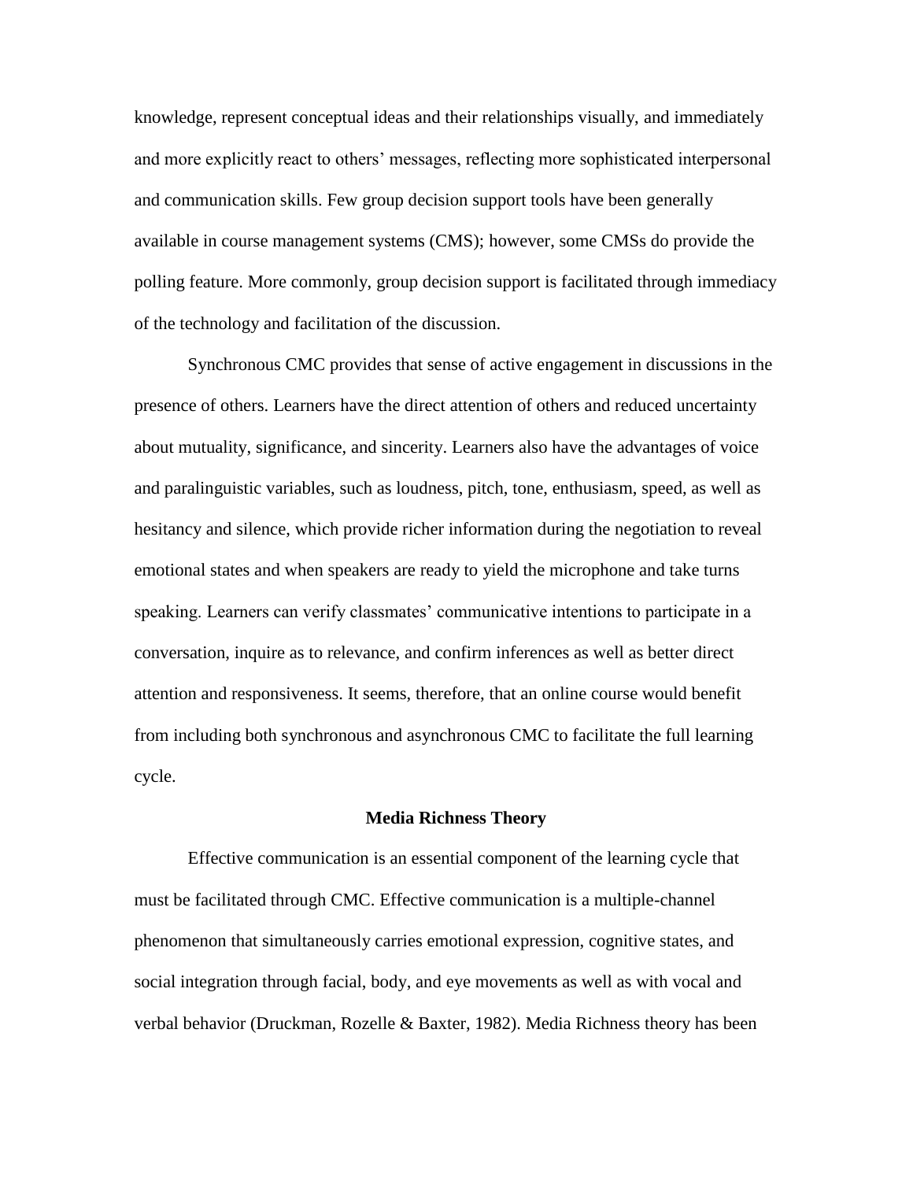knowledge, represent conceptual ideas and their relationships visually, and immediately and more explicitly react to others' messages, reflecting more sophisticated interpersonal and communication skills. Few group decision support tools have been generally available in course management systems (CMS); however, some CMSs do provide the polling feature. More commonly, group decision support is facilitated through immediacy of the technology and facilitation of the discussion.

Synchronous CMC provides that sense of active engagement in discussions in the presence of others. Learners have the direct attention of others and reduced uncertainty about mutuality, significance, and sincerity. Learners also have the advantages of voice and paralinguistic variables, such as loudness, pitch, tone, enthusiasm, speed, as well as hesitancy and silence, which provide richer information during the negotiation to reveal emotional states and when speakers are ready to yield the microphone and take turns speaking. Learners can verify classmates' communicative intentions to participate in a conversation, inquire as to relevance, and confirm inferences as well as better direct attention and responsiveness. It seems, therefore, that an online course would benefit from including both synchronous and asynchronous CMC to facilitate the full learning cycle.

## Media Richness Theory

Effective communication is an essential component of the learning cycle that must be facilitated through CMC. Effective communication is a multiple-channel phenomenon that simultaneously carries emotional expression, cognitive states, and social integration through facial, body, and eye movements as well as with vocal and verbal behavior (Druckman, Rozelle & Baxter, 1982). Media Richness theory has been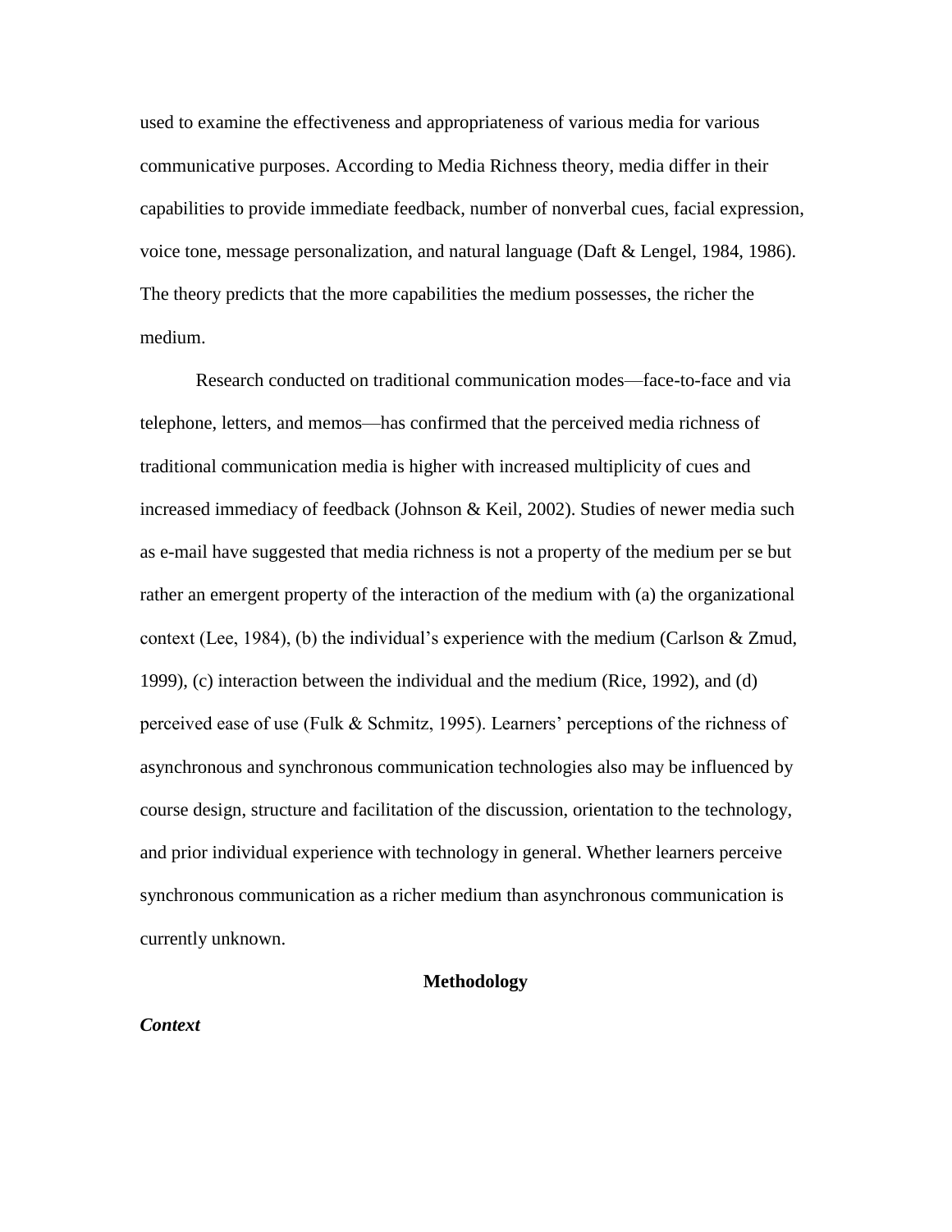used to examine the effectiveness and appropriateness of various media for various communicative purposes. According to Media Richness theory, media differ in their capabilities to provide immediate feedback, number of nonverbal cues, facial expression, voice tone, message personalization, and natural language (Daft & Lengel, 1984, 1986). The theory predicts that the more capabilities the medium possesses, the richer the medium.

Research conducted on traditional communication modes—face-to-face and via telephone, letters, and memos—has confirmed that the perceived media richness of traditional communication media is higher with increased multiplicity of cues and increased immediacy of feedback (Johnson & Keil, 2002). Studies of newer media such as e-mail have suggested that media richness is not a property of the medium per se but rather an emergent property of the interaction of the medium with (a) the organizational context (Lee, 1984), (b) the individual's experience with the medium (Carlson & Zmud, 1999), (c) interaction between the individual and the medium (Rice, 1992), and (d) perceived ease of use (Fulk & Schmitz, 1995). Learners' perceptions of the richness of asynchronous and synchronous communication technologies also may be influenced by course design, structure and facilitation of the discussion, orientation to the technology, and prior individual experience with technology in general. Whether learners perceive synchronous communication as a richer medium than asynchronous communication is currently unknown.

## Methodology

### *Context*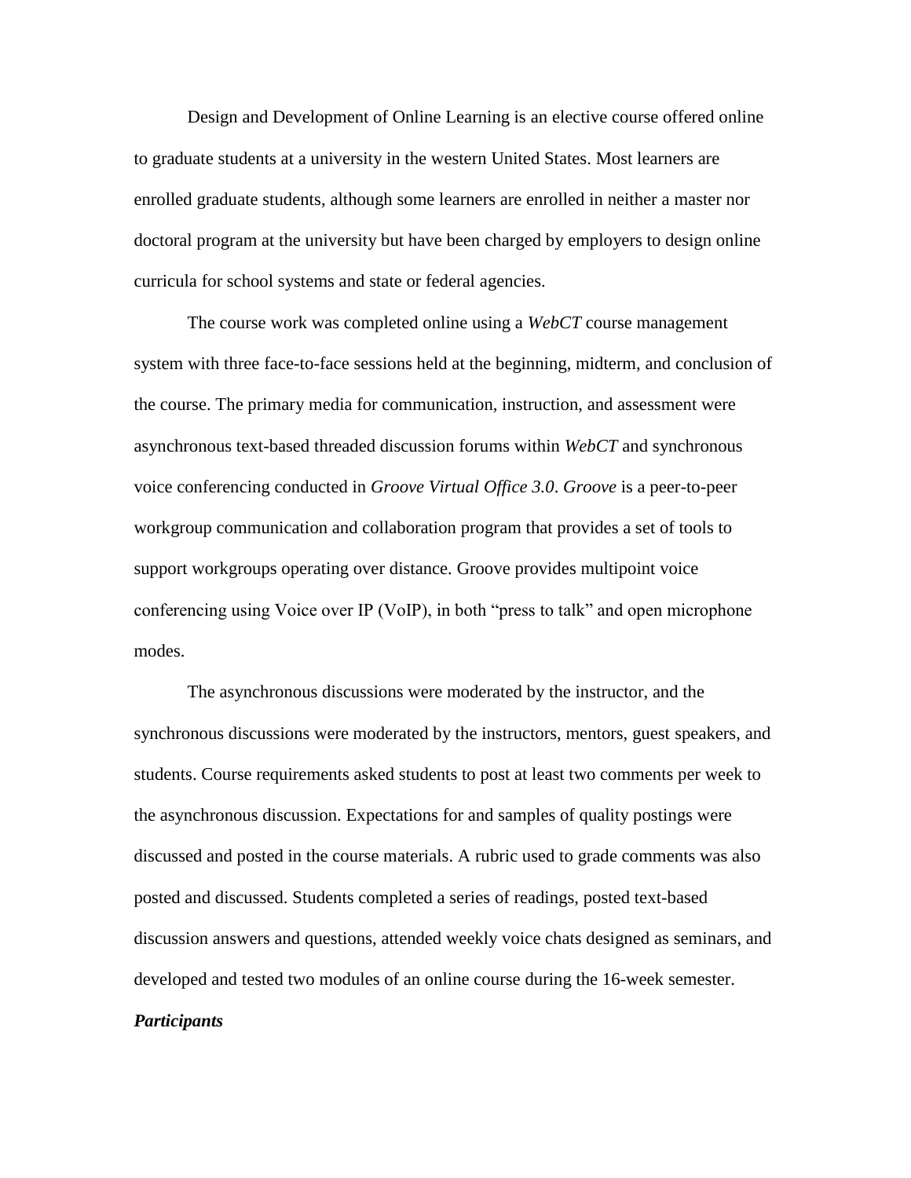Design and Development of Online Learning is an elective course offered online to graduate students at a university in the western United States. Most learners are enrolled graduate students, although some learners are enrolled in neither a master nor doctoral program at the university but have been charged by employers to design online curricula for school systems and state or federal agencies.

The course work was completed online using a *WebCT* course management system with three face-to-face sessions held at the beginning, midterm, and conclusion of the course. The primary media for communication, instruction, and assessment were asynchronous text-based threaded discussion forums within *WebCT* and synchronous voice conferencing conducted in *Groove Virtual Office 3.0*. *Groove* is a peer-to-peer workgroup communication and collaboration program that provides a set of tools to support workgroups operating over distance. Groove provides multipoint voice conferencing using Voice over IP (VoIP), in both "press to talk" and open microphone modes.

The asynchronous discussions were moderated by the instructor, and the synchronous discussions were moderated by the instructors, mentors, guest speakers, and students. Course requirements asked students to post at least two comments per week to the asynchronous discussion. Expectations for and samples of quality postings were discussed and posted in the course materials. A rubric used to grade comments was also posted and discussed. Students completed a series of readings, posted text-based discussion answers and questions, attended weekly voice chats designed as seminars, and developed and tested two modules of an online course during the 16-week semester.

***Participants***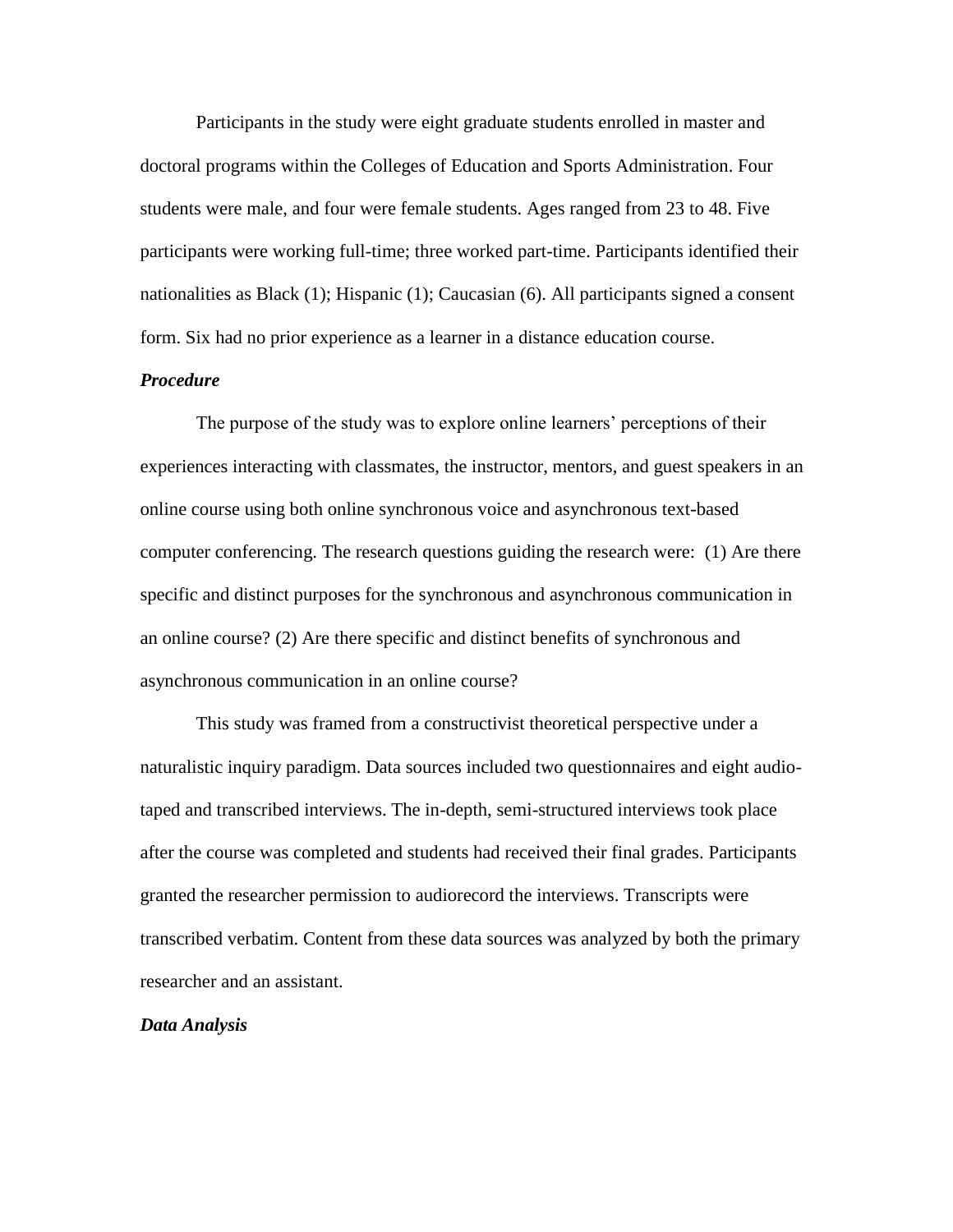Participants in the study were eight graduate students enrolled in master and doctoral programs within the Colleges of Education and Sports Administration. Four students were male, and four were female students. Ages ranged from 23 to 48. Five participants were working full-time; three worked part-time. Participants identified their nationalities as Black (1); Hispanic (1); Caucasian (6). All participants signed a consent form. Six had no prior experience as a learner in a distance education course.

### *Procedure*

The purpose of the study was to explore online learners' perceptions of their experiences interacting with classmates, the instructor, mentors, and guest speakers in an online course using both online synchronous voice and asynchronous text-based computer conferencing. The research questions guiding the research were: (1) Are there specific and distinct purposes for the synchronous and asynchronous communication in an online course? (2) Are there specific and distinct benefits of synchronous and asynchronous communication in an online course?

This study was framed from a constructivist theoretical perspective under a naturalistic inquiry paradigm. Data sources included two questionnaires and eight audio-taped and transcribed interviews. The in-depth, semi-structured interviews took place after the course was completed and students had received their final grades. Participants granted the researcher permission to audiorecord the interviews. Transcripts were transcribed verbatim. Content from these data sources was analyzed by both the primary researcher and an assistant.

### *Data Analysis*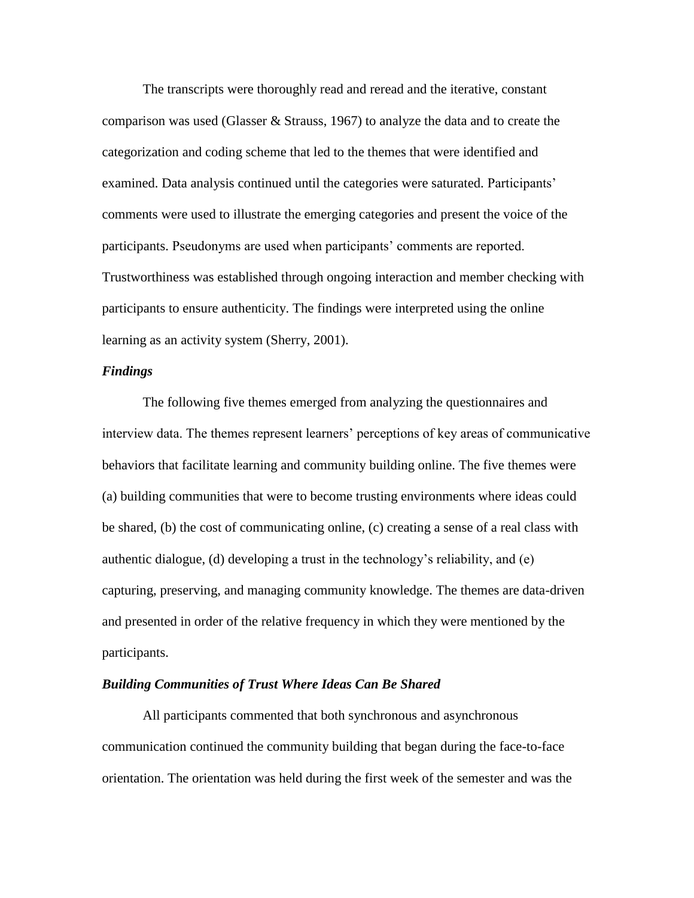The transcripts were thoroughly read and reread and the iterative, constant comparison was used (Glasser & Strauss, 1967) to analyze the data and to create the categorization and coding scheme that led to the themes that were identified and examined. Data analysis continued until the categories were saturated. Participants' comments were used to illustrate the emerging categories and present the voice of the participants. Pseudonyms are used when participants' comments are reported. Trustworthiness was established through ongoing interaction and member checking with participants to ensure authenticity. The findings were interpreted using the online learning as an activity system (Sherry, 2001).

### *Findings*

The following five themes emerged from analyzing the questionnaires and interview data. The themes represent learners' perceptions of key areas of communicative behaviors that facilitate learning and community building online. The five themes were (a) building communities that were to become trusting environments where ideas could be shared, (b) the cost of communicating online, (c) creating a sense of a real class with authentic dialogue, (d) developing a trust in the technology's reliability, and (e) capturing, preserving, and managing community knowledge. The themes are data-driven and presented in order of the relative frequency in which they were mentioned by the participants.

### *Building Communities of Trust Where Ideas Can Be Shared*

All participants commented that both synchronous and asynchronous communication continued the community building that began during the face-to-face orientation. The orientation was held during the first week of the semester and was the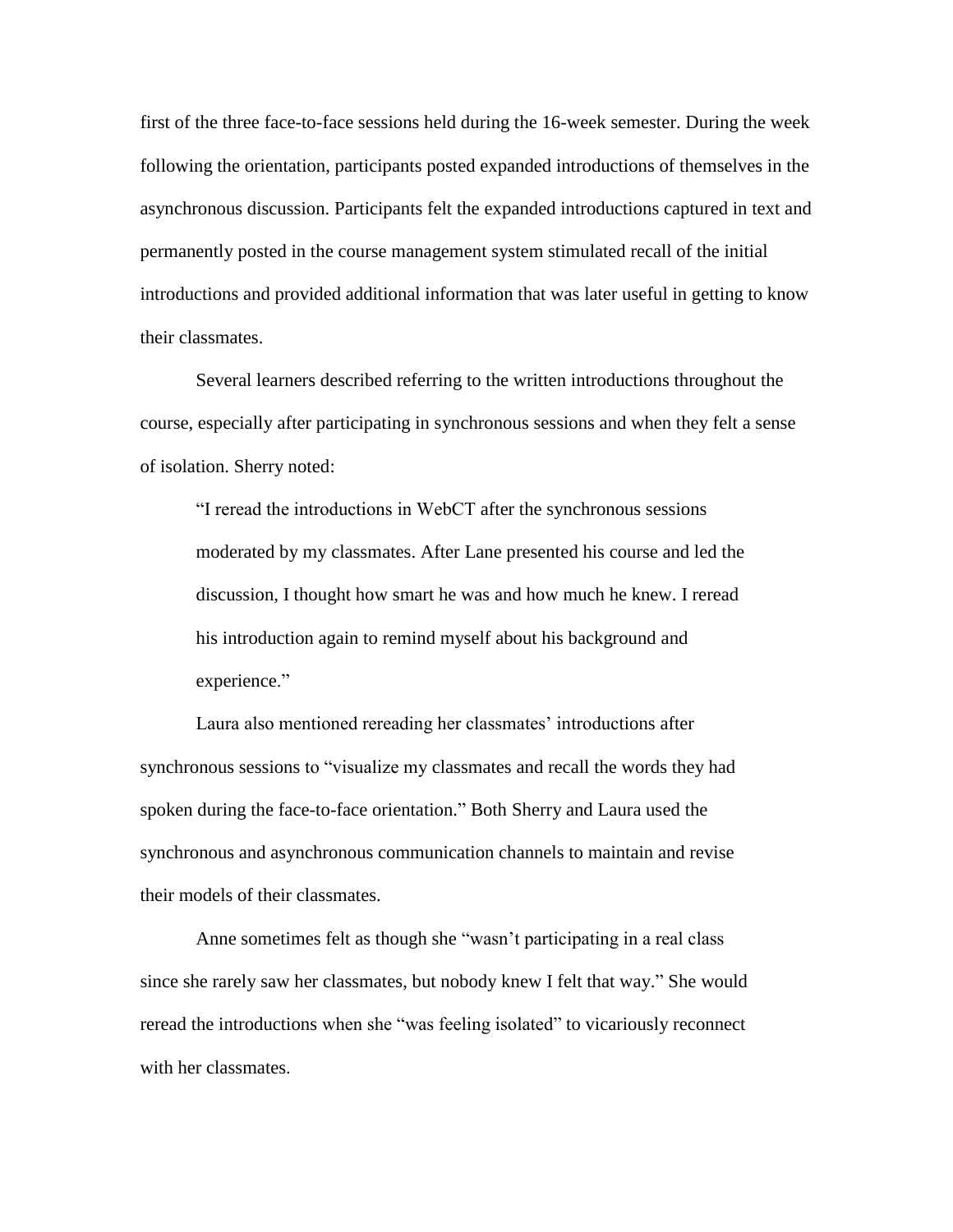first of the three face-to-face sessions held during the 16-week semester. During the week following the orientation, participants posted expanded introductions of themselves in the asynchronous discussion. Participants felt the expanded introductions captured in text and permanently posted in the course management system stimulated recall of the initial introductions and provided additional information that was later useful in getting to know their classmates.

Several learners described referring to the written introductions throughout the course, especially after participating in synchronous sessions and when they felt a sense of isolation. Sherry noted:

> "I reread the introductions in WebCT after the synchronous sessions moderated by my classmates. After Lane presented his course and led the discussion, I thought how smart he was and how much he knew. I reread his introduction again to remind myself about his background and experience."

Laura also mentioned rereading her classmates' introductions after synchronous sessions to "visualize my classmates and recall the words they had spoken during the face-to-face orientation." Both Sherry and Laura used the synchronous and asynchronous communication channels to maintain and revise their models of their classmates.

Anne sometimes felt as though she "wasn't participating in a real class since she rarely saw her classmates, but nobody knew I felt that way." She would reread the introductions when she "was feeling isolated" to vicariously reconnect with her classmates.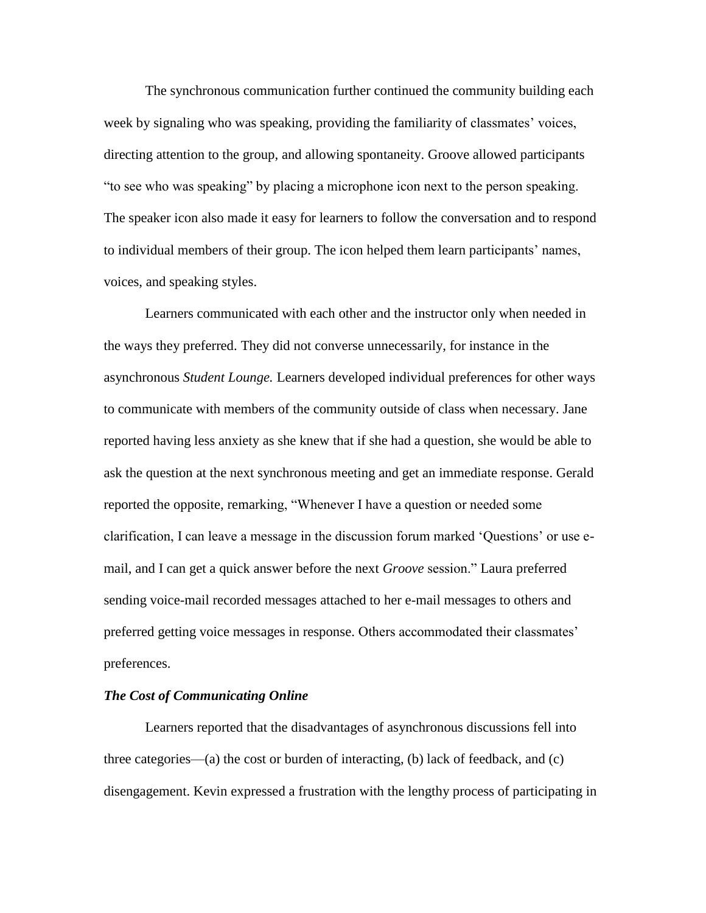The synchronous communication further continued the community building each week by signaling who was speaking, providing the familiarity of classmates' voices, directing attention to the group, and allowing spontaneity. Groove allowed participants "to see who was speaking" by placing a microphone icon next to the person speaking. The speaker icon also made it easy for learners to follow the conversation and to respond to individual members of their group. The icon helped them learn participants' names, voices, and speaking styles.

Learners communicated with each other and the instructor only when needed in the ways they preferred. They did not converse unnecessarily, for instance in the asynchronous *Student Lounge.* Learners developed individual preferences for other ways to communicate with members of the community outside of class when necessary. Jane reported having less anxiety as she knew that if she had a question, she would be able to ask the question at the next synchronous meeting and get an immediate response. Gerald reported the opposite, remarking, "Whenever I have a question or needed some clarification, I can leave a message in the discussion forum marked 'Questions' or use e-mail, and I can get a quick answer before the next *Groove* session." Laura preferred sending voice-mail recorded messages attached to her e-mail messages to others and preferred getting voice messages in response. Others accommodated their classmates' preferences.

### *The Cost of Communicating Online*

Learners reported that the disadvantages of asynchronous discussions fell into three categories—(a) the cost or burden of interacting, (b) lack of feedback, and (c) disengagement. Kevin expressed a frustration with the lengthy process of participating in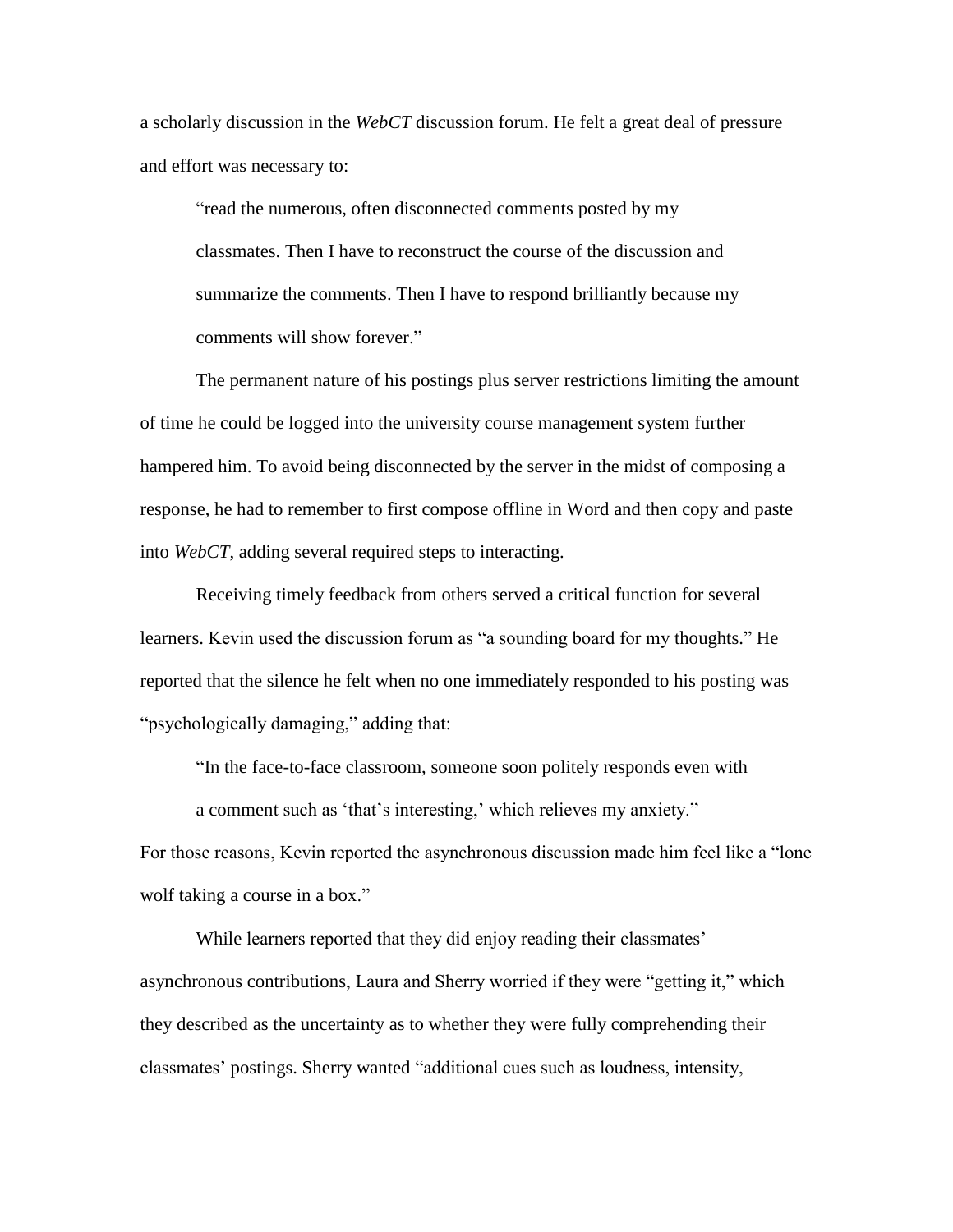a scholarly discussion in the *WebCT* discussion forum. He felt a great deal of pressure and effort was necessary to:

> "read the numerous, often disconnected comments posted by my classmates. Then I have to reconstruct the course of the discussion and summarize the comments. Then I have to respond brilliantly because my comments will show forever."

The permanent nature of his postings plus server restrictions limiting the amount of time he could be logged into the university course management system further hampered him. To avoid being disconnected by the server in the midst of composing a response, he had to remember to first compose offline in Word and then copy and paste into *WebCT*, adding several required steps to interacting.

Receiving timely feedback from others served a critical function for several learners. Kevin used the discussion forum as "a sounding board for my thoughts." He reported that the silence he felt when no one immediately responded to his posting was "psychologically damaging," adding that:

> "In the face-to-face classroom, someone soon politely responds even with a comment such as 'that's interesting,' which relieves my anxiety."

For those reasons, Kevin reported the asynchronous discussion made him feel like a "lone wolf taking a course in a box."

While learners reported that they did enjoy reading their classmates' asynchronous contributions, Laura and Sherry worried if they were "getting it," which they described as the uncertainty as to whether they were fully comprehending their classmates' postings. Sherry wanted "additional cues such as loudness, intensity,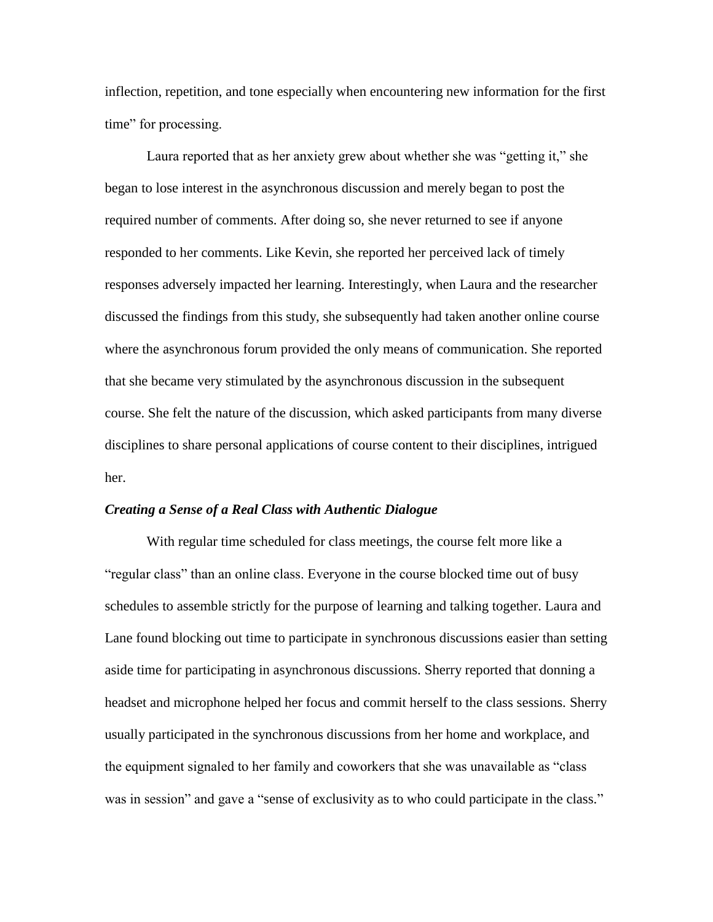inflection, repetition, and tone especially when encountering new information for the first time" for processing.

Laura reported that as her anxiety grew about whether she was "getting it," she began to lose interest in the asynchronous discussion and merely began to post the required number of comments. After doing so, she never returned to see if anyone responded to her comments. Like Kevin, she reported her perceived lack of timely responses adversely impacted her learning. Interestingly, when Laura and the researcher discussed the findings from this study, she subsequently had taken another online course where the asynchronous forum provided the only means of communication. She reported that she became very stimulated by the asynchronous discussion in the subsequent course. She felt the nature of the discussion, which asked participants from many diverse disciplines to share personal applications of course content to their disciplines, intrigued her.

### *Creating a Sense of a Real Class with Authentic Dialogue*

With regular time scheduled for class meetings, the course felt more like a "regular class" than an online class. Everyone in the course blocked time out of busy schedules to assemble strictly for the purpose of learning and talking together. Laura and Lane found blocking out time to participate in synchronous discussions easier than setting aside time for participating in asynchronous discussions. Sherry reported that donning a headset and microphone helped her focus and commit herself to the class sessions. Sherry usually participated in the synchronous discussions from her home and workplace, and the equipment signaled to her family and coworkers that she was unavailable as "class was in session" and gave a "sense of exclusivity as to who could participate in the class."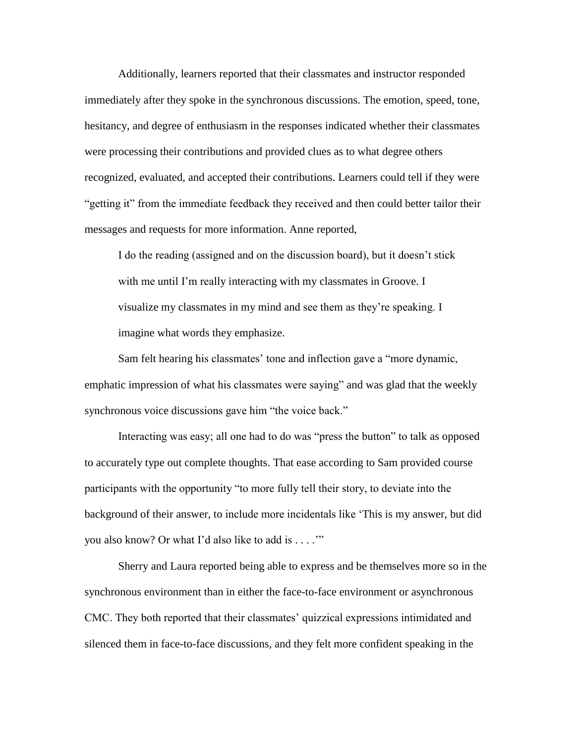Additionally, learners reported that their classmates and instructor responded immediately after they spoke in the synchronous discussions. The emotion, speed, tone, hesitancy, and degree of enthusiasm in the responses indicated whether their classmates were processing their contributions and provided clues as to what degree others recognized, evaluated, and accepted their contributions. Learners could tell if they were "getting it" from the immediate feedback they received and then could better tailor their messages and requests for more information. Anne reported,

> I do the reading (assigned and on the discussion board), but it doesn't stick with me until I'm really interacting with my classmates in Groove. I visualize my classmates in my mind and see them as they're speaking. I imagine what words they emphasize.

Sam felt hearing his classmates' tone and inflection gave a "more dynamic, emphatic impression of what his classmates were saying" and was glad that the weekly synchronous voice discussions gave him "the voice back."

Interacting was easy; all one had to do was "press the button" to talk as opposed to accurately type out complete thoughts. That ease according to Sam provided course participants with the opportunity "to more fully tell their story, to deviate into the background of their answer, to include more incidentals like 'This is my answer, but did you also know? Or what I'd also like to add is . . . .'"

Sherry and Laura reported being able to express and be themselves more so in the synchronous environment than in either the face-to-face environment or asynchronous CMC. They both reported that their classmates' quizzical expressions intimidated and silenced them in face-to-face discussions, and they felt more confident speaking in the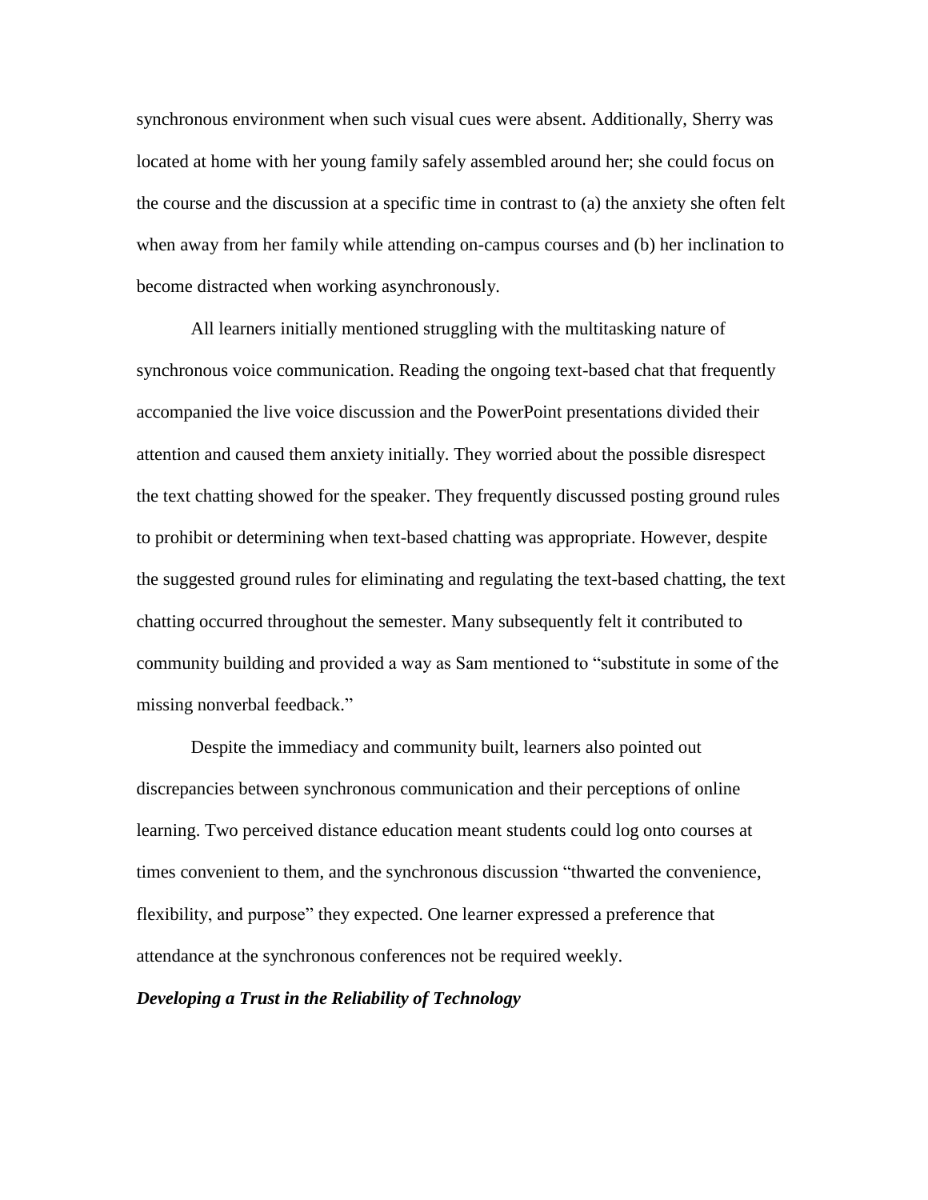synchronous environment when such visual cues were absent. Additionally, Sherry was located at home with her young family safely assembled around her; she could focus on the course and the discussion at a specific time in contrast to (a) the anxiety she often felt when away from her family while attending on-campus courses and (b) her inclination to become distracted when working asynchronously.

All learners initially mentioned struggling with the multitasking nature of synchronous voice communication. Reading the ongoing text-based chat that frequently accompanied the live voice discussion and the PowerPoint presentations divided their attention and caused them anxiety initially. They worried about the possible disrespect the text chatting showed for the speaker. They frequently discussed posting ground rules to prohibit or determining when text-based chatting was appropriate. However, despite the suggested ground rules for eliminating and regulating the text-based chatting, the text chatting occurred throughout the semester. Many subsequently felt it contributed to community building and provided a way as Sam mentioned to "substitute in some of the missing nonverbal feedback."

Despite the immediacy and community built, learners also pointed out discrepancies between synchronous communication and their perceptions of online learning. Two perceived distance education meant students could log onto courses at times convenient to them, and the synchronous discussion "thwarted the convenience, flexibility, and purpose" they expected. One learner expressed a preference that attendance at the synchronous conferences not be required weekly.

### ***Developing a Trust in the Reliability of Technology***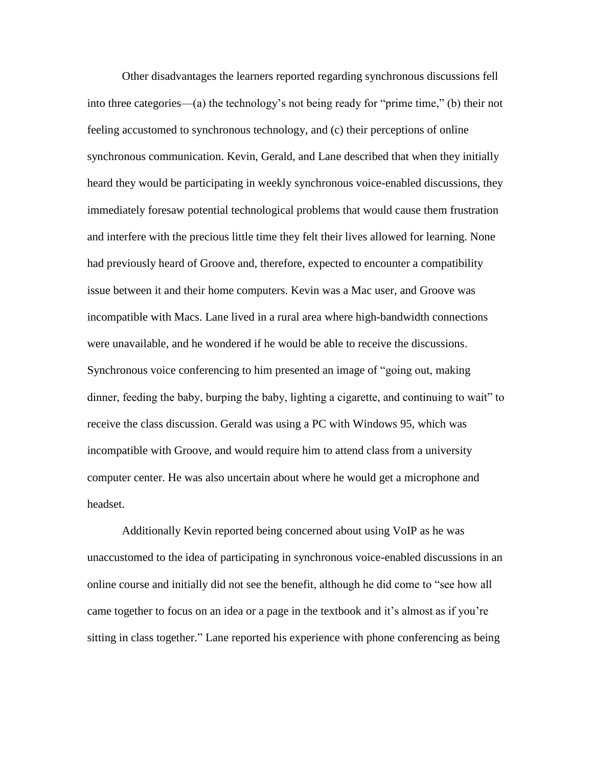Other disadvantages the learners reported regarding synchronous discussions fell into three categories—(a) the technology's not being ready for "prime time," (b) their not feeling accustomed to synchronous technology, and (c) their perceptions of online synchronous communication. Kevin, Gerald, and Lane described that when they initially heard they would be participating in weekly synchronous voice-enabled discussions, they immediately foresaw potential technological problems that would cause them frustration and interfere with the precious little time they felt their lives allowed for learning. None had previously heard of Groove and, therefore, expected to encounter a compatibility issue between it and their home computers. Kevin was a Mac user, and Groove was incompatible with Macs. Lane lived in a rural area where high-bandwidth connections were unavailable, and he wondered if he would be able to receive the discussions. Synchronous voice conferencing to him presented an image of "going out, making dinner, feeding the baby, burping the baby, lighting a cigarette, and continuing to wait" to receive the class discussion. Gerald was using a PC with Windows 95, which was incompatible with Groove, and would require him to attend class from a university computer center. He was also uncertain about where he would get a microphone and headset.

Additionally Kevin reported being concerned about using VoIP as he was unaccustomed to the idea of participating in synchronous voice-enabled discussions in an online course and initially did not see the benefit, although he did come to "see how all came together to focus on an idea or a page in the textbook and it's almost as if you're sitting in class together." Lane reported his experience with phone conferencing as being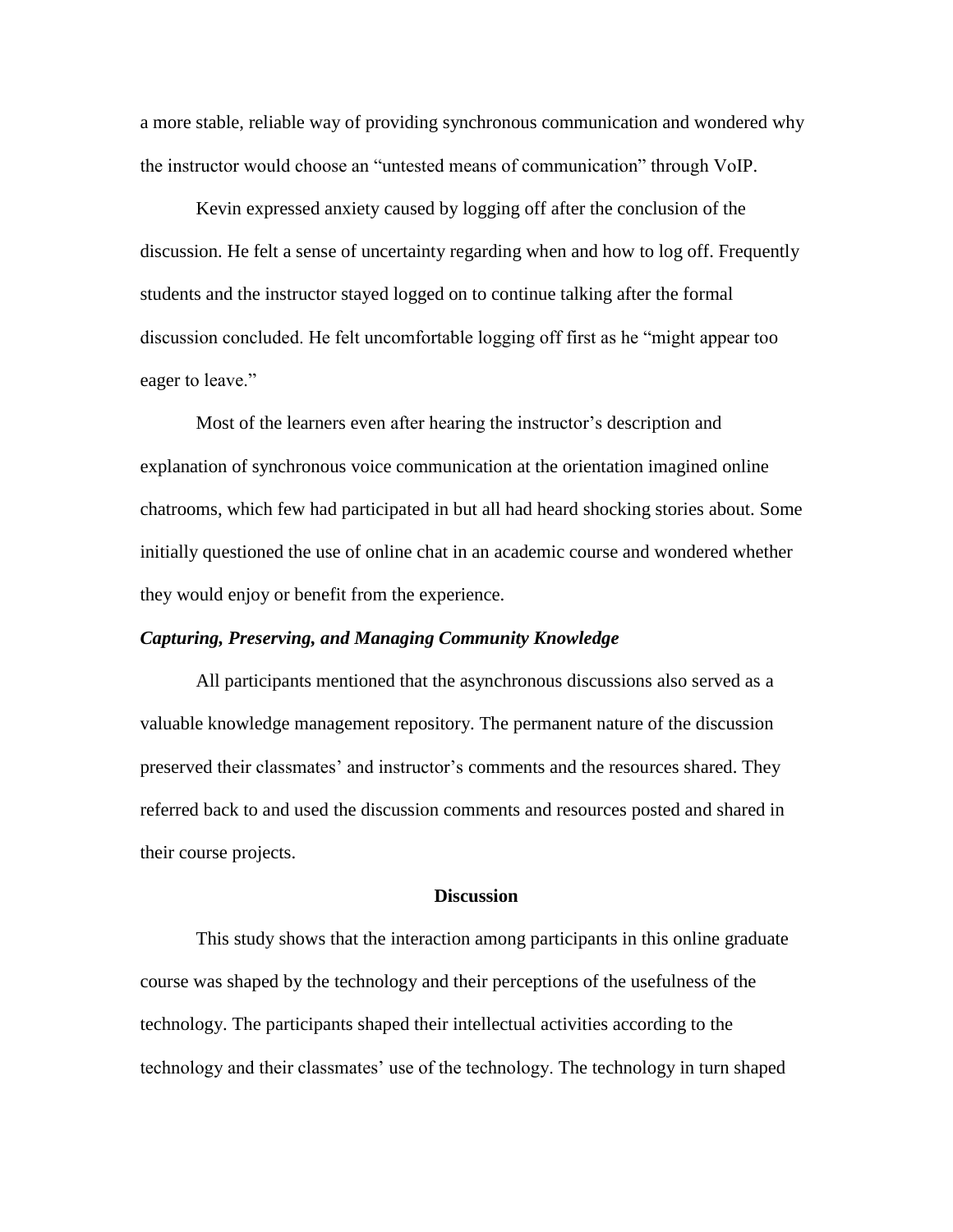a more stable, reliable way of providing synchronous communication and wondered why the instructor would choose an "untested means of communication" through VoIP.

Kevin expressed anxiety caused by logging off after the conclusion of the discussion. He felt a sense of uncertainty regarding when and how to log off. Frequently students and the instructor stayed logged on to continue talking after the formal discussion concluded. He felt uncomfortable logging off first as he "might appear too eager to leave."

Most of the learners even after hearing the instructor's description and explanation of synchronous voice communication at the orientation imagined online chatrooms, which few had participated in but all had heard shocking stories about. Some initially questioned the use of online chat in an academic course and wondered whether they would enjoy or benefit from the experience.

### *Capturing, Preserving, and Managing Community Knowledge*

All participants mentioned that the asynchronous discussions also served as a valuable knowledge management repository. The permanent nature of the discussion preserved their classmates' and instructor's comments and the resources shared. They referred back to and used the discussion comments and resources posted and shared in their course projects.

## Discussion

This study shows that the interaction among participants in this online graduate course was shaped by the technology and their perceptions of the usefulness of the technology. The participants shaped their intellectual activities according to the technology and their classmates' use of the technology. The technology in turn shaped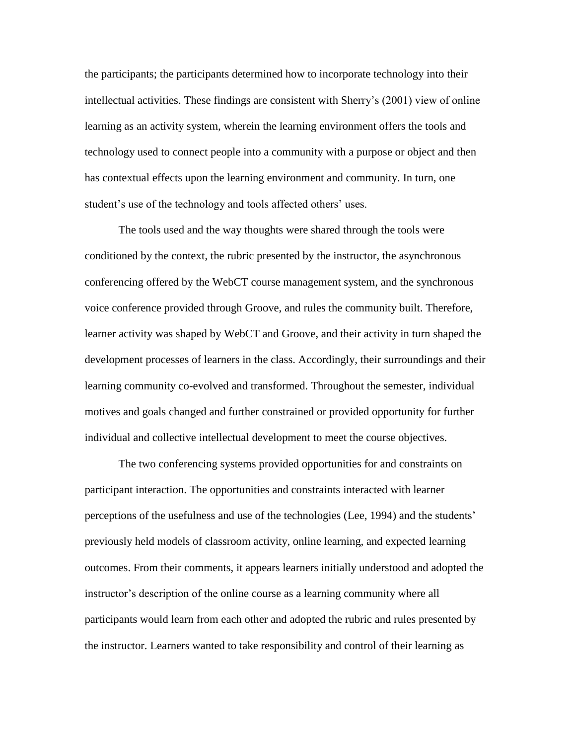the participants; the participants determined how to incorporate technology into their intellectual activities. These findings are consistent with Sherry's (2001) view of online learning as an activity system, wherein the learning environment offers the tools and technology used to connect people into a community with a purpose or object and then has contextual effects upon the learning environment and community. In turn, one student's use of the technology and tools affected others' uses.

The tools used and the way thoughts were shared through the tools were conditioned by the context, the rubric presented by the instructor, the asynchronous conferencing offered by the WebCT course management system, and the synchronous voice conference provided through Groove, and rules the community built. Therefore, learner activity was shaped by WebCT and Groove, and their activity in turn shaped the development processes of learners in the class. Accordingly, their surroundings and their learning community co-evolved and transformed. Throughout the semester, individual motives and goals changed and further constrained or provided opportunity for further individual and collective intellectual development to meet the course objectives.

The two conferencing systems provided opportunities for and constraints on participant interaction. The opportunities and constraints interacted with learner perceptions of the usefulness and use of the technologies (Lee, 1994) and the students' previously held models of classroom activity, online learning, and expected learning outcomes. From their comments, it appears learners initially understood and adopted the instructor's description of the online course as a learning community where all participants would learn from each other and adopted the rubric and rules presented by the instructor. Learners wanted to take responsibility and control of their learning as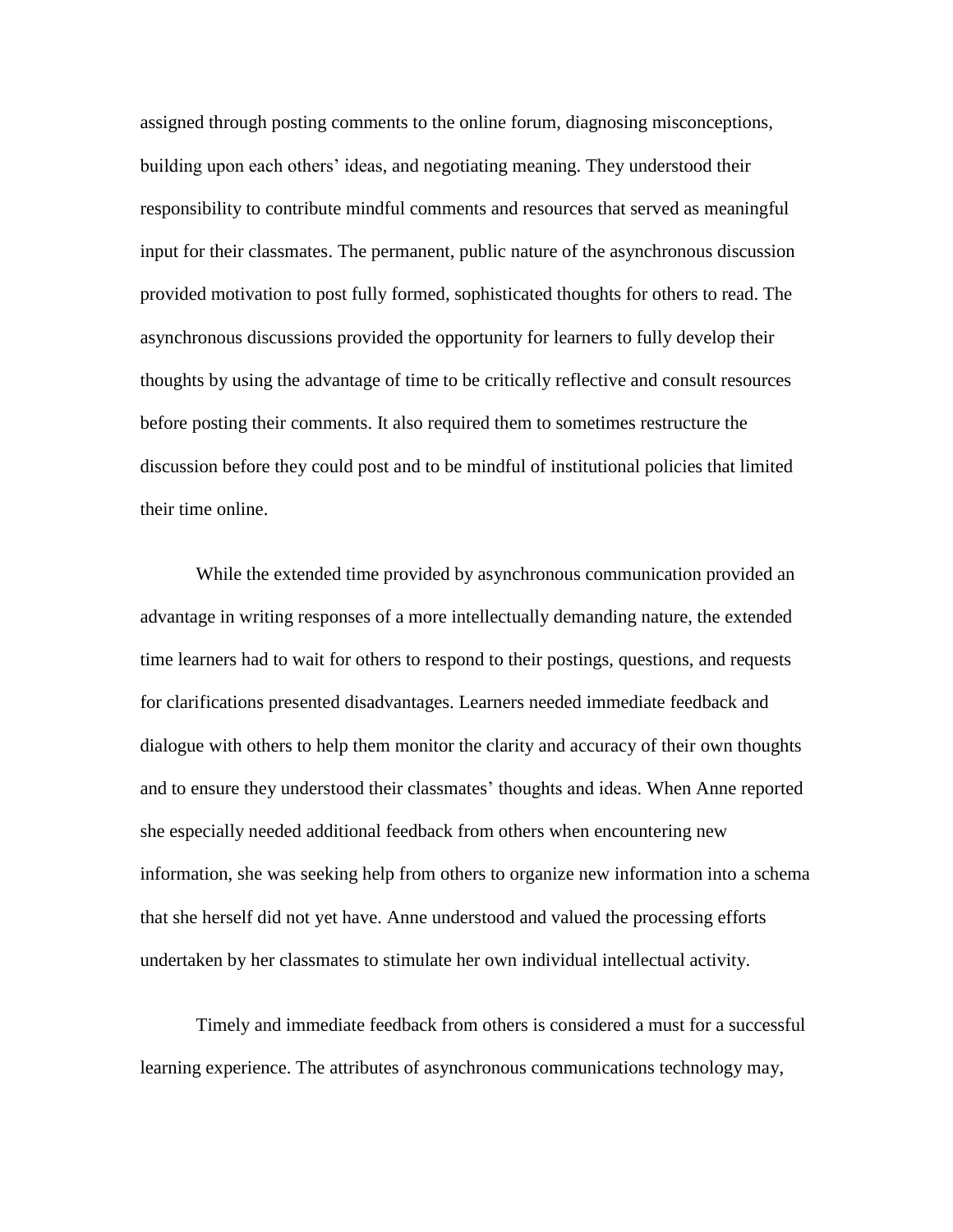assigned through posting comments to the online forum, diagnosing misconceptions, building upon each others' ideas, and negotiating meaning. They understood their responsibility to contribute mindful comments and resources that served as meaningful input for their classmates. The permanent, public nature of the asynchronous discussion provided motivation to post fully formed, sophisticated thoughts for others to read. The asynchronous discussions provided the opportunity for learners to fully develop their thoughts by using the advantage of time to be critically reflective and consult resources before posting their comments. It also required them to sometimes restructure the discussion before they could post and to be mindful of institutional policies that limited their time online.

While the extended time provided by asynchronous communication provided an advantage in writing responses of a more intellectually demanding nature, the extended time learners had to wait for others to respond to their postings, questions, and requests for clarifications presented disadvantages. Learners needed immediate feedback and dialogue with others to help them monitor the clarity and accuracy of their own thoughts and to ensure they understood their classmates' thoughts and ideas. When Anne reported she especially needed additional feedback from others when encountering new information, she was seeking help from others to organize new information into a schema that she herself did not yet have. Anne understood and valued the processing efforts undertaken by her classmates to stimulate her own individual intellectual activity.

Timely and immediate feedback from others is considered a must for a successful learning experience. The attributes of asynchronous communications technology may,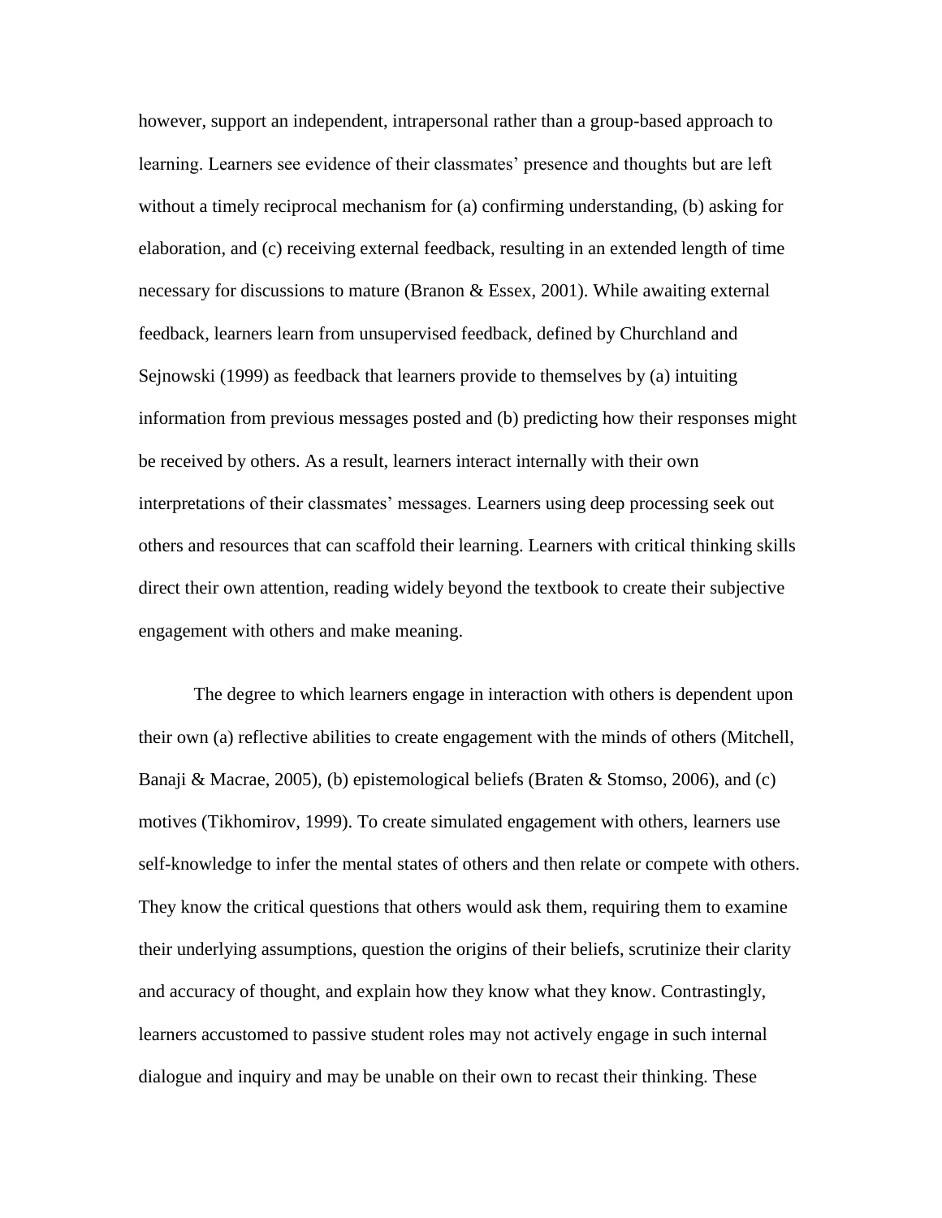however, support an independent, intrapersonal rather than a group-based approach to learning. Learners see evidence of their classmates' presence and thoughts but are left without a timely reciprocal mechanism for (a) confirming understanding, (b) asking for elaboration, and (c) receiving external feedback, resulting in an extended length of time necessary for discussions to mature (Branon & Essex, 2001). While awaiting external feedback, learners learn from unsupervised feedback, defined by Churchland and Sejnowski (1999) as feedback that learners provide to themselves by (a) intuiting information from previous messages posted and (b) predicting how their responses might be received by others. As a result, learners interact internally with their own interpretations of their classmates' messages. Learners using deep processing seek out others and resources that can scaffold their learning. Learners with critical thinking skills direct their own attention, reading widely beyond the textbook to create their subjective engagement with others and make meaning.

The degree to which learners engage in interaction with others is dependent upon their own (a) reflective abilities to create engagement with the minds of others (Mitchell, Banaji & Macrae, 2005), (b) epistemological beliefs (Braten & Stomso, 2006), and (c) motives (Tikhomirov, 1999). To create simulated engagement with others, learners use self-knowledge to infer the mental states of others and then relate or compete with others. They know the critical questions that others would ask them, requiring them to examine their underlying assumptions, question the origins of their beliefs, scrutinize their clarity and accuracy of thought, and explain how they know what they know. Contrastingly, learners accustomed to passive student roles may not actively engage in such internal dialogue and inquiry and may be unable on their own to recast their thinking. These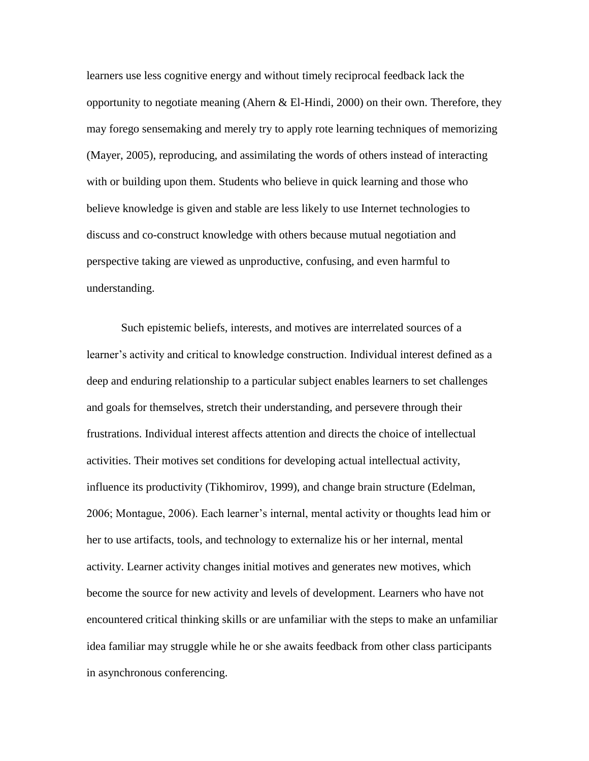learners use less cognitive energy and without timely reciprocal feedback lack the opportunity to negotiate meaning (Ahern & El-Hindi, 2000) on their own. Therefore, they may forego sensemaking and merely try to apply rote learning techniques of memorizing (Mayer, 2005), reproducing, and assimilating the words of others instead of interacting with or building upon them. Students who believe in quick learning and those who believe knowledge is given and stable are less likely to use Internet technologies to discuss and co-construct knowledge with others because mutual negotiation and perspective taking are viewed as unproductive, confusing, and even harmful to understanding.

Such epistemic beliefs, interests, and motives are interrelated sources of a learner's activity and critical to knowledge construction. Individual interest defined as a deep and enduring relationship to a particular subject enables learners to set challenges and goals for themselves, stretch their understanding, and persevere through their frustrations. Individual interest affects attention and directs the choice of intellectual activities. Their motives set conditions for developing actual intellectual activity, influence its productivity (Tikhomirov, 1999), and change brain structure (Edelman, 2006; Montague, 2006). Each learner's internal, mental activity or thoughts lead him or her to use artifacts, tools, and technology to externalize his or her internal, mental activity. Learner activity changes initial motives and generates new motives, which become the source for new activity and levels of development. Learners who have not encountered critical thinking skills or are unfamiliar with the steps to make an unfamiliar idea familiar may struggle while he or she awaits feedback from other class participants in asynchronous conferencing.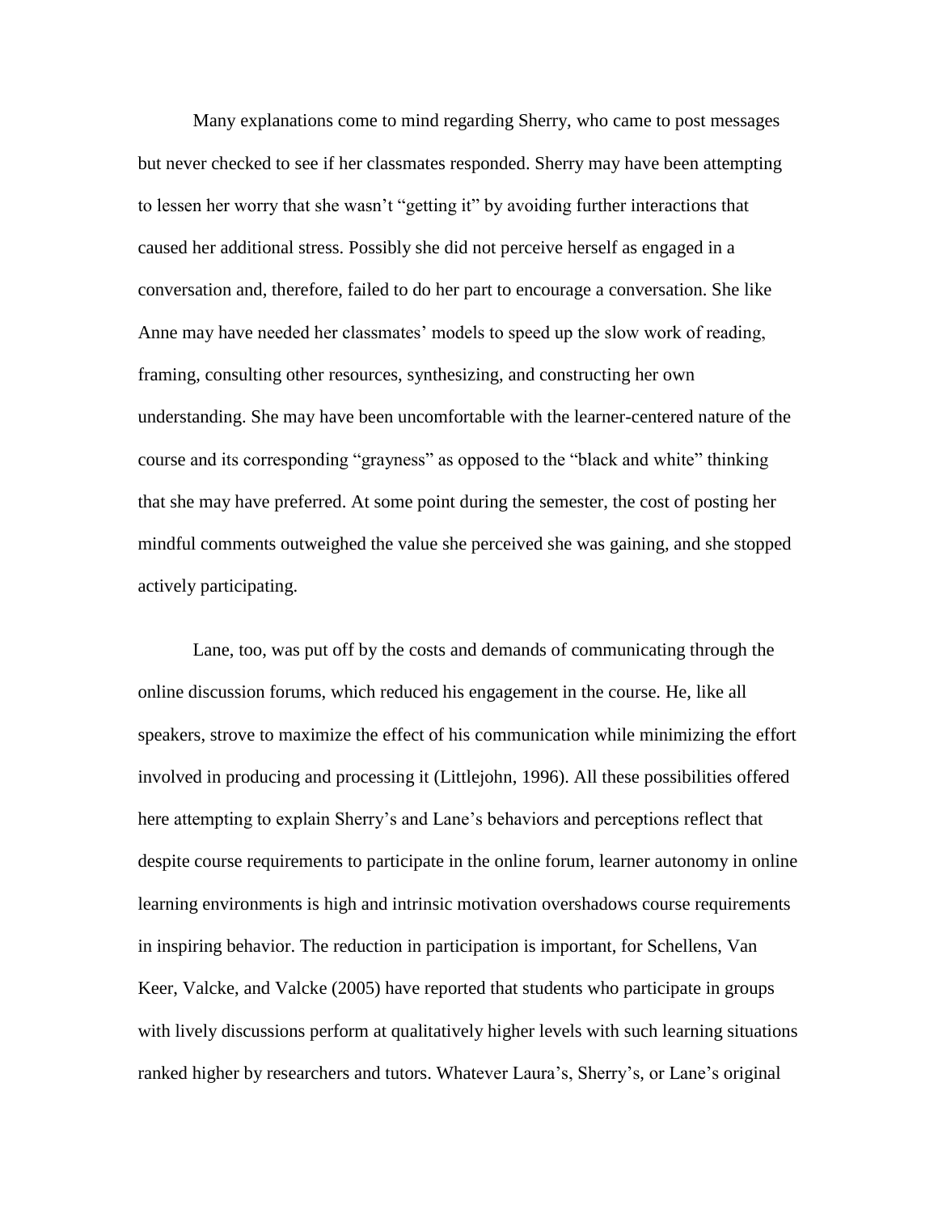Many explanations come to mind regarding Sherry, who came to post messages but never checked to see if her classmates responded. Sherry may have been attempting to lessen her worry that she wasn't "getting it" by avoiding further interactions that caused her additional stress. Possibly she did not perceive herself as engaged in a conversation and, therefore, failed to do her part to encourage a conversation. She like Anne may have needed her classmates' models to speed up the slow work of reading, framing, consulting other resources, synthesizing, and constructing her own understanding. She may have been uncomfortable with the learner-centered nature of the course and its corresponding "grayness" as opposed to the "black and white" thinking that she may have preferred. At some point during the semester, the cost of posting her mindful comments outweighed the value she perceived she was gaining, and she stopped actively participating.

Lane, too, was put off by the costs and demands of communicating through the online discussion forums, which reduced his engagement in the course. He, like all speakers, strove to maximize the effect of his communication while minimizing the effort involved in producing and processing it (Littlejohn, 1996). All these possibilities offered here attempting to explain Sherry's and Lane's behaviors and perceptions reflect that despite course requirements to participate in the online forum, learner autonomy in online learning environments is high and intrinsic motivation overshadows course requirements in inspiring behavior. The reduction in participation is important, for Schellens, Van Keer, Valcke, and Valcke (2005) have reported that students who participate in groups with lively discussions perform at qualitatively higher levels with such learning situations ranked higher by researchers and tutors. Whatever Laura's, Sherry's, or Lane's original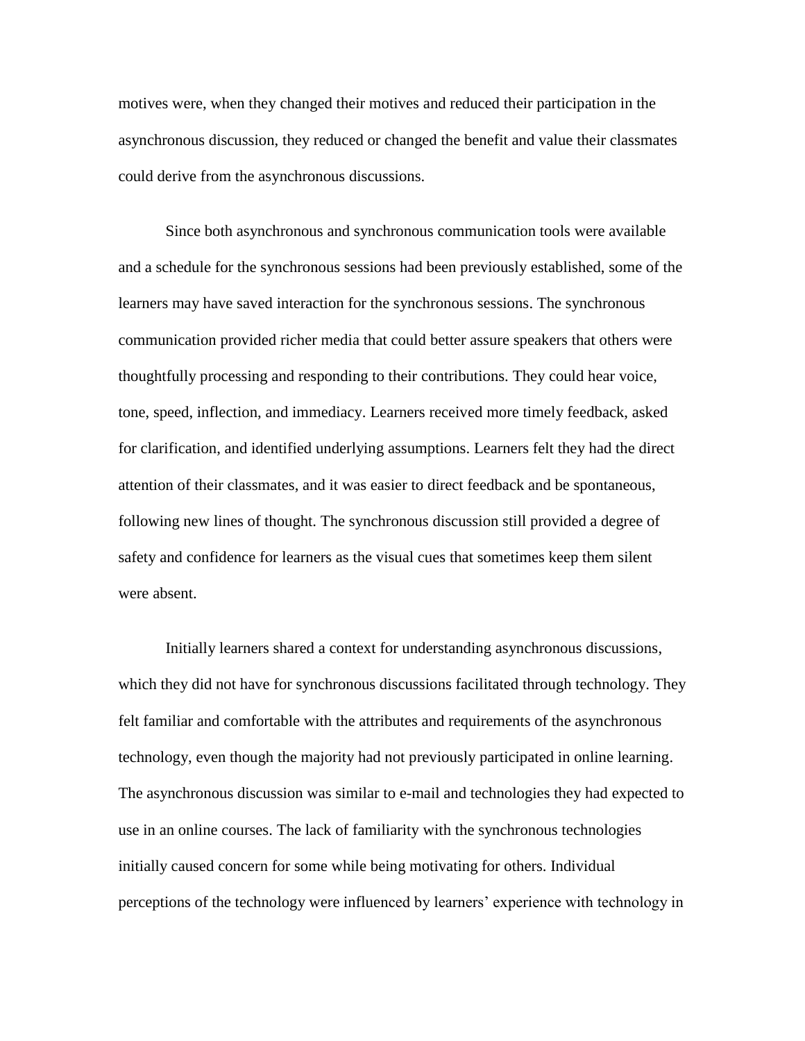motives were, when they changed their motives and reduced their participation in the asynchronous discussion, they reduced or changed the benefit and value their classmates could derive from the asynchronous discussions.

Since both asynchronous and synchronous communication tools were available and a schedule for the synchronous sessions had been previously established, some of the learners may have saved interaction for the synchronous sessions. The synchronous communication provided richer media that could better assure speakers that others were thoughtfully processing and responding to their contributions. They could hear voice, tone, speed, inflection, and immediacy. Learners received more timely feedback, asked for clarification, and identified underlying assumptions. Learners felt they had the direct attention of their classmates, and it was easier to direct feedback and be spontaneous, following new lines of thought. The synchronous discussion still provided a degree of safety and confidence for learners as the visual cues that sometimes keep them silent were absent.

Initially learners shared a context for understanding asynchronous discussions, which they did not have for synchronous discussions facilitated through technology. They felt familiar and comfortable with the attributes and requirements of the asynchronous technology, even though the majority had not previously participated in online learning. The asynchronous discussion was similar to e-mail and technologies they had expected to use in an online courses. The lack of familiarity with the synchronous technologies initially caused concern for some while being motivating for others. Individual perceptions of the technology were influenced by learners' experience with technology in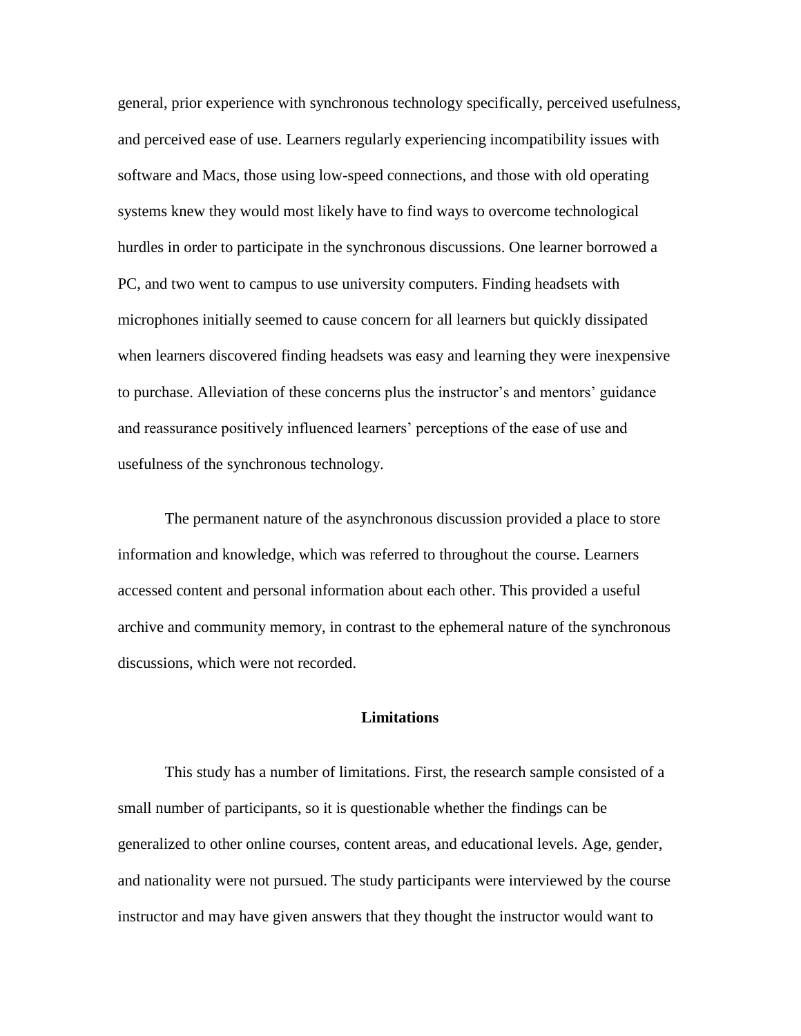general, prior experience with synchronous technology specifically, perceived usefulness, and perceived ease of use. Learners regularly experiencing incompatibility issues with software and Macs, those using low-speed connections, and those with old operating systems knew they would most likely have to find ways to overcome technological hurdles in order to participate in the synchronous discussions. One learner borrowed a PC, and two went to campus to use university computers. Finding headsets with microphones initially seemed to cause concern for all learners but quickly dissipated when learners discovered finding headsets was easy and learning they were inexpensive to purchase. Alleviation of these concerns plus the instructor's and mentors' guidance and reassurance positively influenced learners' perceptions of the ease of use and usefulness of the synchronous technology.

The permanent nature of the asynchronous discussion provided a place to store information and knowledge, which was referred to throughout the course. Learners accessed content and personal information about each other. This provided a useful archive and community memory, in contrast to the ephemeral nature of the synchronous discussions, which were not recorded.

## Limitations

This study has a number of limitations. First, the research sample consisted of a small number of participants, so it is questionable whether the findings can be generalized to other online courses, content areas, and educational levels. Age, gender, and nationality were not pursued. The study participants were interviewed by the course instructor and may have given answers that they thought the instructor would want to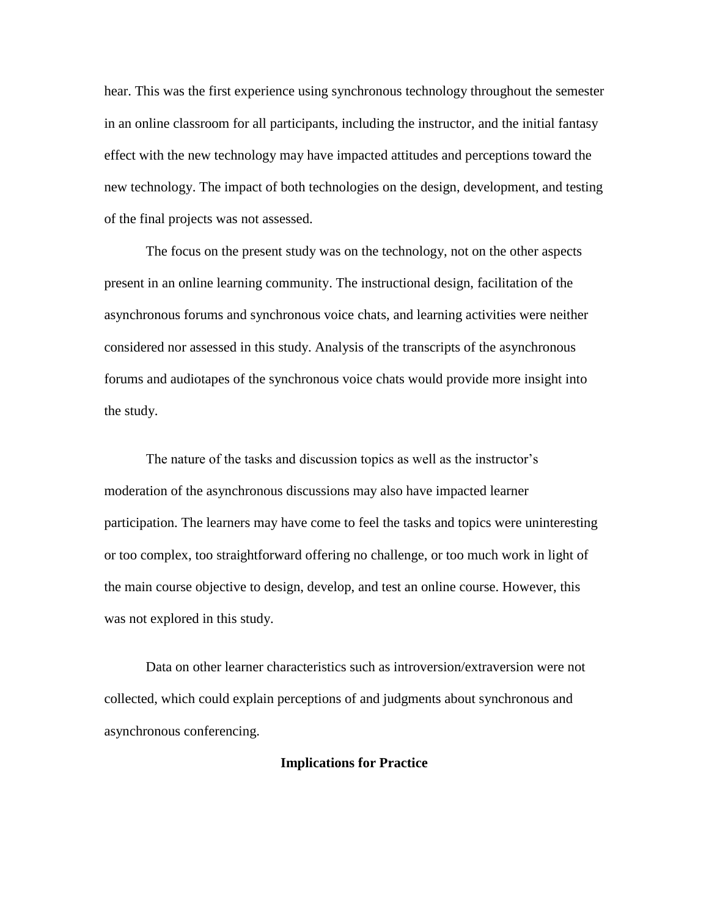hear. This was the first experience using synchronous technology throughout the semester in an online classroom for all participants, including the instructor, and the initial fantasy effect with the new technology may have impacted attitudes and perceptions toward the new technology. The impact of both technologies on the design, development, and testing of the final projects was not assessed.

The focus on the present study was on the technology, not on the other aspects present in an online learning community. The instructional design, facilitation of the asynchronous forums and synchronous voice chats, and learning activities were neither considered nor assessed in this study. Analysis of the transcripts of the asynchronous forums and audiotapes of the synchronous voice chats would provide more insight into the study.

The nature of the tasks and discussion topics as well as the instructor's moderation of the asynchronous discussions may also have impacted learner participation. The learners may have come to feel the tasks and topics were uninteresting or too complex, too straightforward offering no challenge, or too much work in light of the main course objective to design, develop, and test an online course. However, this was not explored in this study.

Data on other learner characteristics such as introversion/extraversion were not collected, which could explain perceptions of and judgments about synchronous and asynchronous conferencing.

## Implications for Practice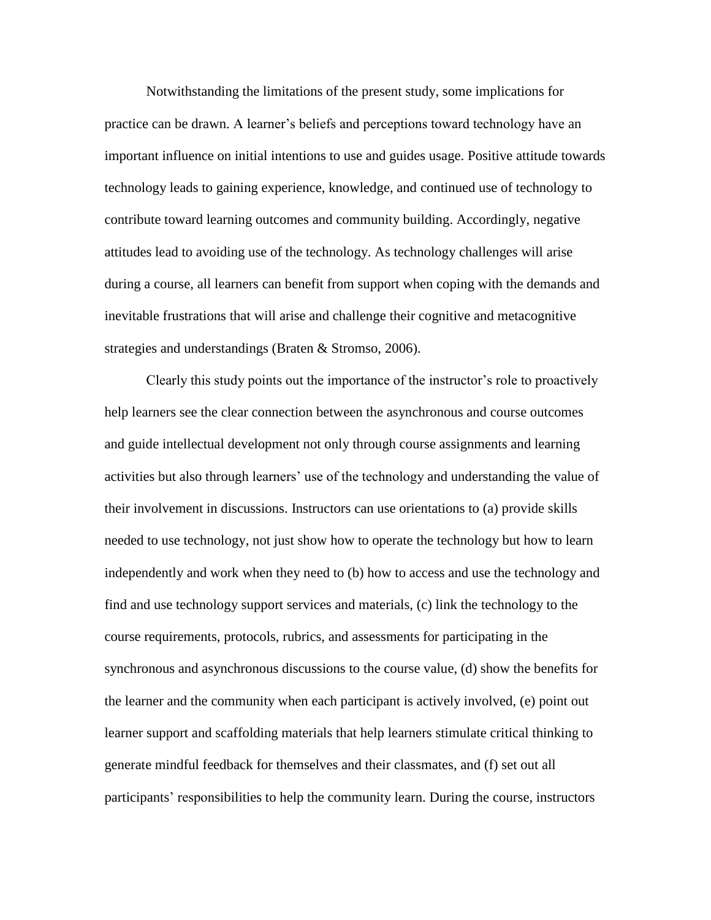Notwithstanding the limitations of the present study, some implications for practice can be drawn. A learner's beliefs and perceptions toward technology have an important influence on initial intentions to use and guides usage. Positive attitude towards technology leads to gaining experience, knowledge, and continued use of technology to contribute toward learning outcomes and community building. Accordingly, negative attitudes lead to avoiding use of the technology. As technology challenges will arise during a course, all learners can benefit from support when coping with the demands and inevitable frustrations that will arise and challenge their cognitive and metacognitive strategies and understandings (Braten & Stromso, 2006).

Clearly this study points out the importance of the instructor's role to proactively help learners see the clear connection between the asynchronous and course outcomes and guide intellectual development not only through course assignments and learning activities but also through learners' use of the technology and understanding the value of their involvement in discussions. Instructors can use orientations to (a) provide skills needed to use technology, not just show how to operate the technology but how to learn independently and work when they need to (b) how to access and use the technology and find and use technology support services and materials, (c) link the technology to the course requirements, protocols, rubrics, and assessments for participating in the synchronous and asynchronous discussions to the course value, (d) show the benefits for the learner and the community when each participant is actively involved, (e) point out learner support and scaffolding materials that help learners stimulate critical thinking to generate mindful feedback for themselves and their classmates, and (f) set out all participants' responsibilities to help the community learn. During the course, instructors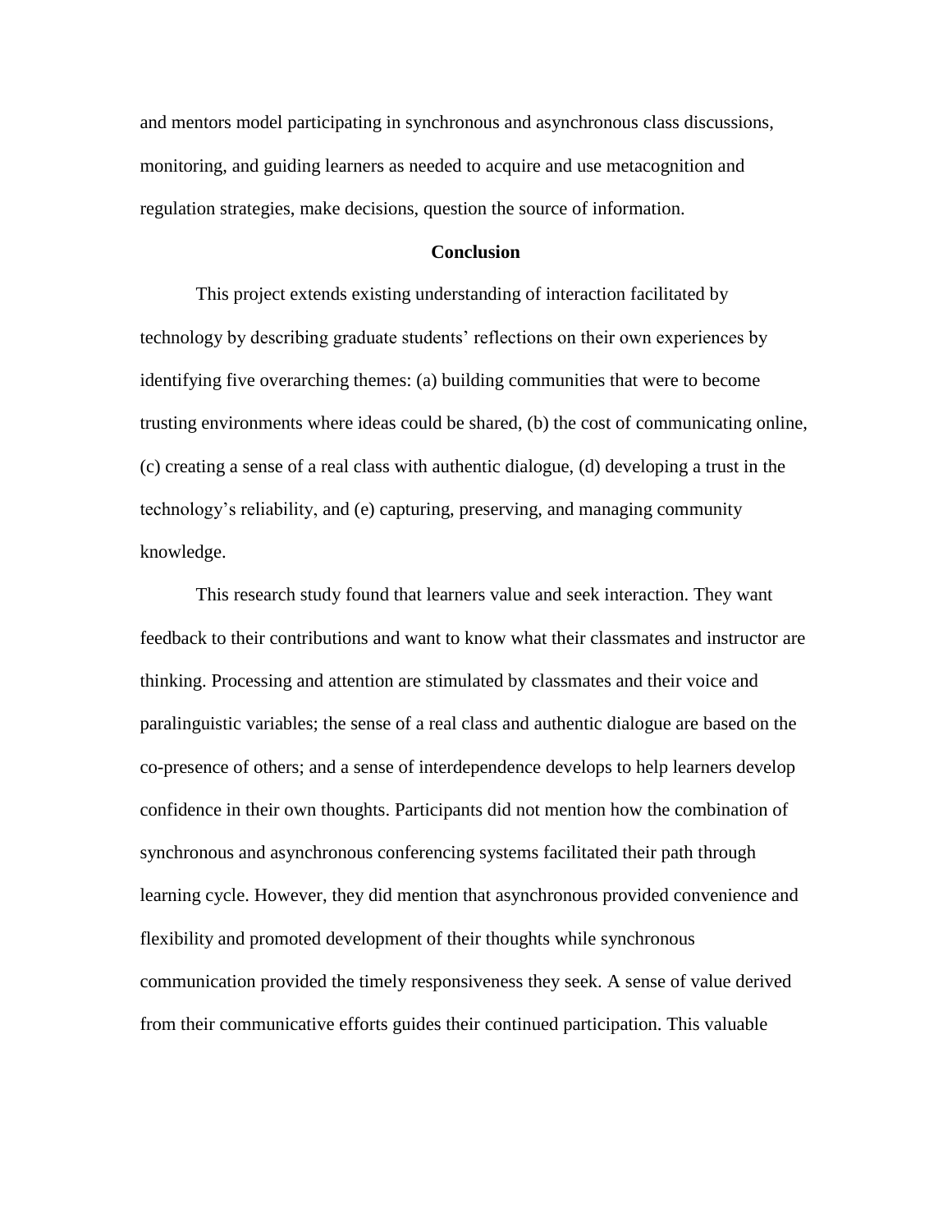and mentors model participating in synchronous and asynchronous class discussions, monitoring, and guiding learners as needed to acquire and use metacognition and regulation strategies, make decisions, question the source of information.

## Conclusion

This project extends existing understanding of interaction facilitated by technology by describing graduate students' reflections on their own experiences by identifying five overarching themes: (a) building communities that were to become trusting environments where ideas could be shared, (b) the cost of communicating online, (c) creating a sense of a real class with authentic dialogue, (d) developing a trust in the technology's reliability, and (e) capturing, preserving, and managing community knowledge.

This research study found that learners value and seek interaction. They want feedback to their contributions and want to know what their classmates and instructor are thinking. Processing and attention are stimulated by classmates and their voice and paralinguistic variables; the sense of a real class and authentic dialogue are based on the co-presence of others; and a sense of interdependence develops to help learners develop confidence in their own thoughts. Participants did not mention how the combination of synchronous and asynchronous conferencing systems facilitated their path through learning cycle. However, they did mention that asynchronous provided convenience and flexibility and promoted development of their thoughts while synchronous communication provided the timely responsiveness they seek. A sense of value derived from their communicative efforts guides their continued participation. This valuable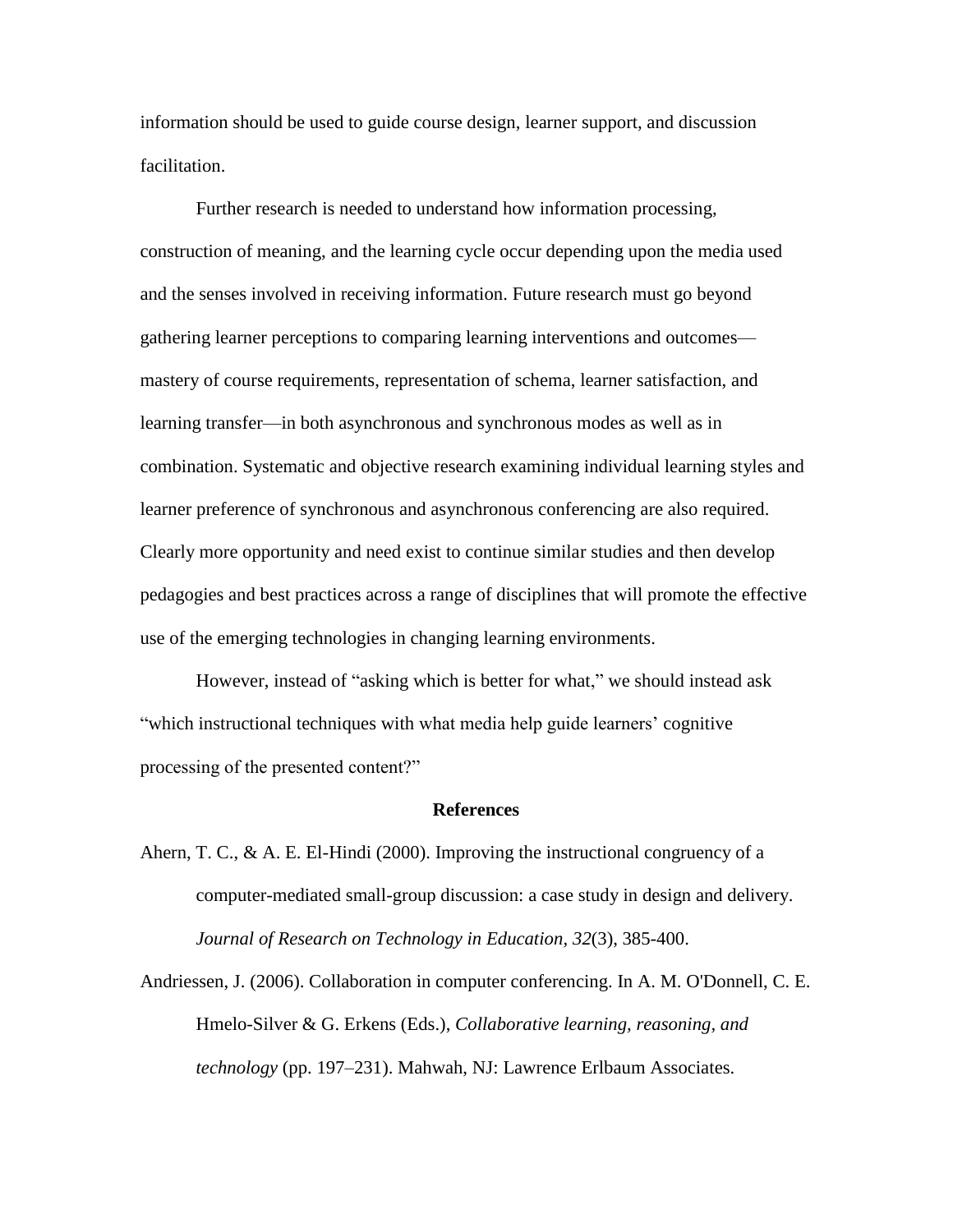information should be used to guide course design, learner support, and discussion facilitation.

Further research is needed to understand how information processing, construction of meaning, and the learning cycle occur depending upon the media used and the senses involved in receiving information. Future research must go beyond gathering learner perceptions to comparing learning interventions and outcomes—mastery of course requirements, representation of schema, learner satisfaction, and learning transfer—in both asynchronous and synchronous modes as well as in combination. Systematic and objective research examining individual learning styles and learner preference of synchronous and asynchronous conferencing are also required. Clearly more opportunity and need exist to continue similar studies and then develop pedagogies and best practices across a range of disciplines that will promote the effective use of the emerging technologies in changing learning environments.

However, instead of "asking which is better for what," we should instead ask "which instructional techniques with what media help guide learners' cognitive processing of the presented content?"

## References

Ahern, T. C., & A. E. El-Hindi (2000). Improving the instructional congruency of a computer-mediated small-group discussion: a case study in design and delivery. *Journal of Research on Technology in Education*, *32*(3), 385-400.

Andriessen, J. (2006). Collaboration in computer conferencing. In A. M. O'Donnell, C. E. Hmelo-Silver & G. Erkens (Eds.), *Collaborative learning, reasoning, and technology* (pp. 197–231). Mahwah, NJ: Lawrence Erlbaum Associates.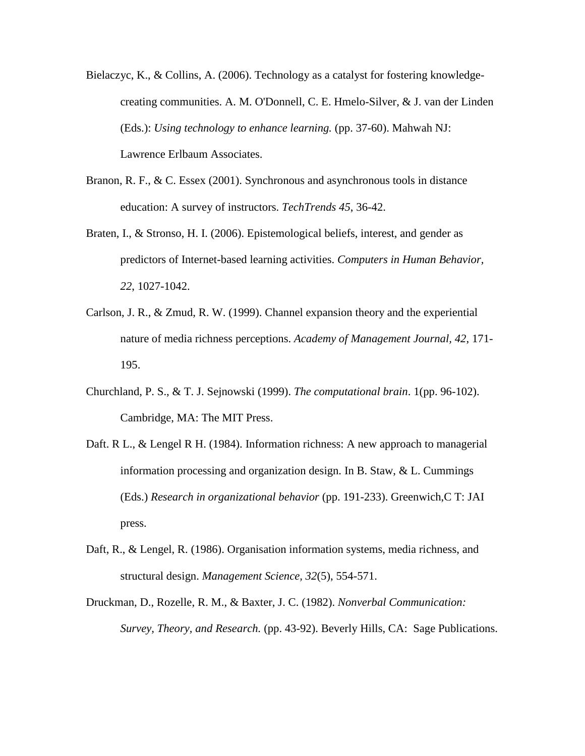Bielaczyc, K., & Collins, A. (2006). Technology as a catalyst for fostering knowledge-creating communities. A. M. O'Donnell, C. E. Hmelo-Silver, & J. van der Linden (Eds.): *Using technology to enhance learning.* (pp. 37-60). Mahwah NJ: Lawrence Erlbaum Associates.

Branon, R. F., & C. Essex (2001). Synchronous and asynchronous tools in distance education: A survey of instructors. *TechTrends 45*, 36-42.

Braten, I., & Stronso, H. I. (2006). Epistemological beliefs, interest, and gender as predictors of Internet-based learning activities. *Computers in Human Behavior, 22*, 1027-1042.

Carlson, J. R., & Zmud, R. W. (1999). Channel expansion theory and the experiential nature of media richness perceptions. *Academy of Management Journal, 42*, 171-195.

Churchland, P. S., & T. J. Sejnowski (1999). *The computational brain*. 1(pp. 96-102). Cambridge, MA: The MIT Press.

Daft. R L., & Lengel R H. (1984). Information richness: A new approach to managerial information processing and organization design. In B. Staw, & L. Cummings (Eds.) *Research in organizational behavior* (pp. 191-233). Greenwich,C T: JAI press.

Daft, R., & Lengel, R. (1986). Organisation information systems, media richness, and structural design. *Management Science, 32*(5), 554-571.

Druckman, D., Rozelle, R. M., & Baxter, J. C. (1982). *Nonverbal Communication: Survey, Theory, and Research.* (pp. 43-92). Beverly Hills, CA: Sage Publications.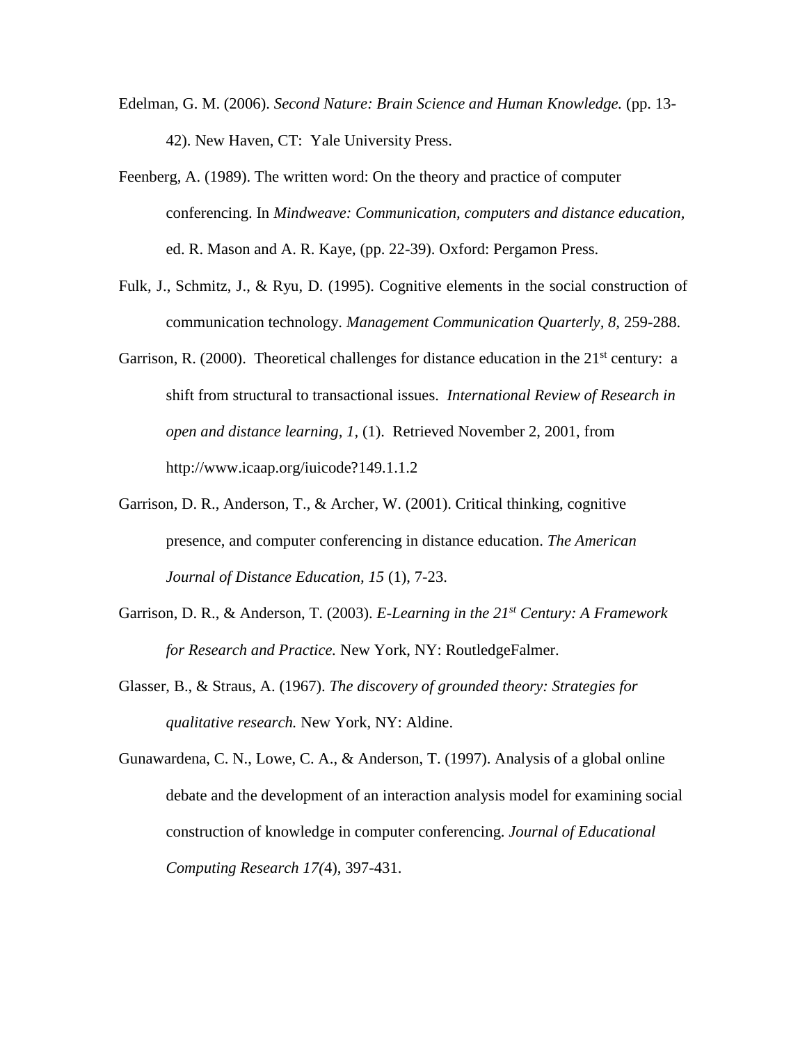Edelman, G. M. (2006). *Second Nature: Brain Science and Human Knowledge.* (pp. 13-42). New Haven, CT: Yale University Press.

Feenberg, A. (1989). The written word: On the theory and practice of computer conferencing. In *Mindweave: Communication, computers and distance education*, ed. R. Mason and A. R. Kaye, (pp. 22-39). Oxford: Pergamon Press.

Fulk, J., Schmitz, J., & Ryu, D. (1995). Cognitive elements in the social construction of communication technology. *Management Communication Quarterly, 8,* 259-288.

Garrison, R. (2000). Theoretical challenges for distance education in the 21st century: a shift from structural to transactional issues. *International Review of Research in open and distance learning, 1,* (1). Retrieved November 2, 2001, from http://www.icaap.org/iuicode?149.1.1.2

Garrison, D. R., Anderson, T., & Archer, W. (2001). Critical thinking, cognitive presence, and computer conferencing in distance education. *The American Journal of Distance Education, 15* (1), 7-23.

Garrison, D. R., & Anderson, T. (2003). *E-Learning in the 21st Century: A Framework for Research and Practice.* New York, NY: RoutledgeFalmer.

Glasser, B., & Straus, A. (1967). *The discovery of grounded theory: Strategies for qualitative research.* New York, NY: Aldine.

Gunawardena, C. N., Lowe, C. A., & Anderson, T. (1997). Analysis of a global online debate and the development of an interaction analysis model for examining social construction of knowledge in computer conferencing. *Journal of Educational Computing Research 17(*4), 397-431.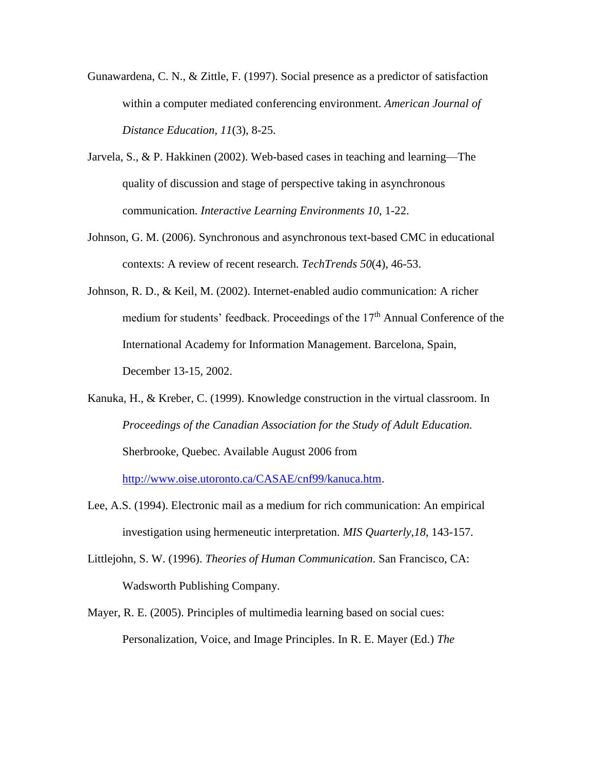Gunawardena, C. N., & Zittle, F. (1997). Social presence as a predictor of satisfaction within a computer mediated conferencing environment. *American Journal of Distance Education, 11*(3), 8-25.

Jarvela, S., & P. Hakkinen (2002). Web-based cases in teaching and learning—The quality of discussion and stage of perspective taking in asynchronous communication. *Interactive Learning Environments 10*, 1-22.

Johnson, G. M. (2006). Synchronous and asynchronous text-based CMC in educational contexts: A review of recent research. *TechTrends 50*(4), 46-53.

Johnson, R. D., & Keil, M. (2002). Internet-enabled audio communication: A richer medium for students' feedback. Proceedings of the 17th Annual Conference of the International Academy for Information Management. Barcelona, Spain, December 13-15, 2002.

Kanuka, H., & Kreber, C. (1999). Knowledge construction in the virtual classroom. In *Proceedings of the Canadian Association for the Study of Adult Education.* Sherbrooke, Quebec. Available August 2006 from http://www.oise.utoronto.ca/CASAE/cnf99/kanuca.htm.

Lee, A.S. (1994). Electronic mail as a medium for rich communication: An empirical investigation using hermeneutic interpretation. *MIS Quarterly,18*, 143-157.

Littlejohn, S. W. (1996). *Theories of Human Communication*. San Francisco, CA: Wadsworth Publishing Company.

Mayer, R. E. (2005). Principles of multimedia learning based on social cues: Personalization, Voice, and Image Principles. In R. E. Mayer (Ed.) *The*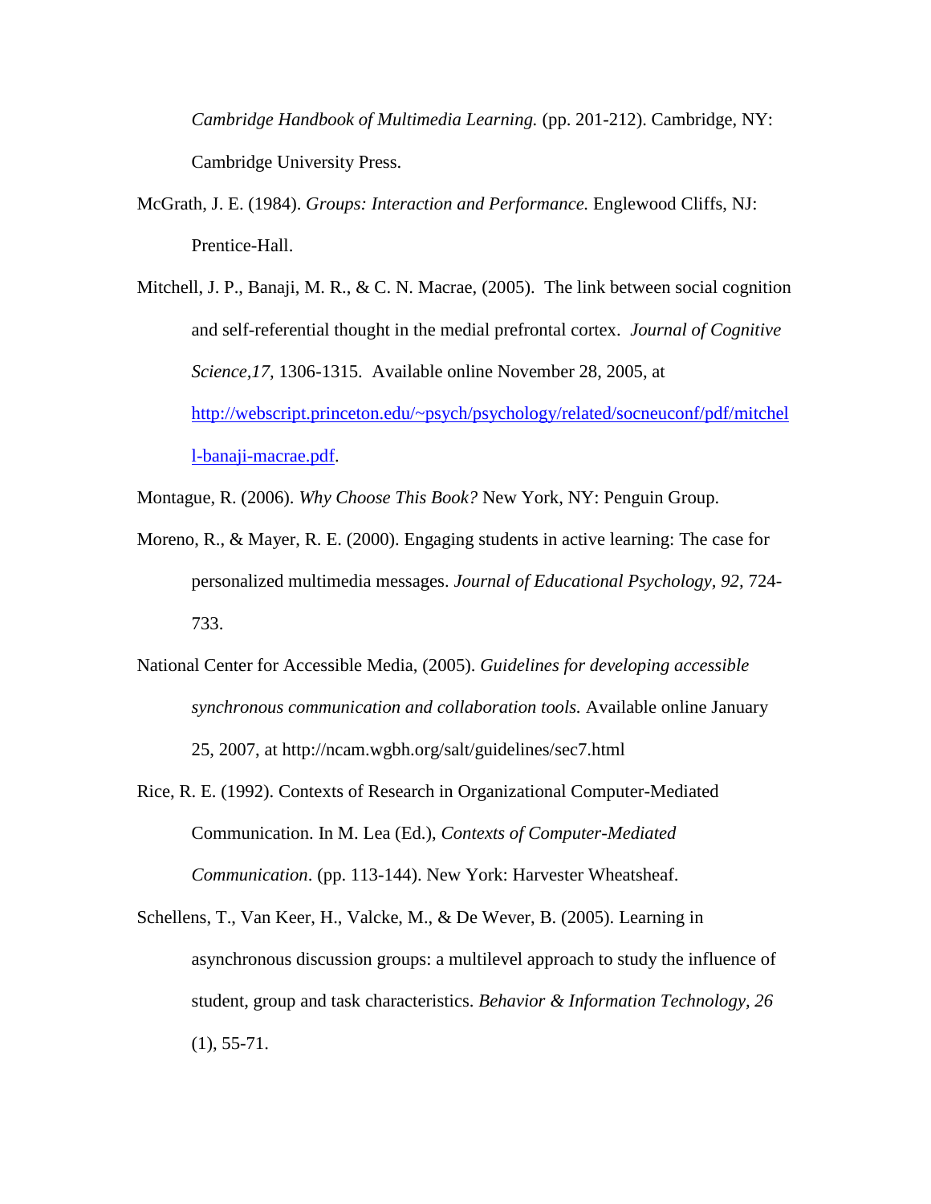*Cambridge Handbook of Multimedia Learning.* (pp. 201-212). Cambridge, NY: Cambridge University Press.

McGrath, J. E. (1984). *Groups: Interaction and Performance.* Englewood Cliffs, NJ: Prentice-Hall.

Mitchell, J. P., Banaji, M. R., & C. N. Macrae, (2005). The link between social cognition and self-referential thought in the medial prefrontal cortex. *Journal of Cognitive Science,17*, 1306-1315. Available online November 28, 2005, at [http://webscript.princeton.edu/~psych/psychology/related/socneuconf/pdf/mitchell-banaji-macrae.pdf](http://webscript.princeton.edu/~psych/psychology/related/socneuconf/pdf/mitchell-banaji-macrae.pdf).

Montague, R. (2006). *Why Choose This Book?* New York, NY: Penguin Group.

Moreno, R., & Mayer, R. E. (2000). Engaging students in active learning: The case for personalized multimedia messages. *Journal of Educational Psychology, 92*, 724-733.

National Center for Accessible Media, (2005). *Guidelines for developing accessible synchronous communication and collaboration tools.* Available online January 25, 2007, at http://ncam.wgbh.org/salt/guidelines/sec7.html

Rice, R. E. (1992). Contexts of Research in Organizational Computer-Mediated Communication. In M. Lea (Ed.), *Contexts of Computer-Mediated Communication*. (pp. 113-144). New York: Harvester Wheatsheaf.

Schellens, T., Van Keer, H., Valcke, M., & De Wever, B. (2005). Learning in asynchronous discussion groups: a multilevel approach to study the influence of student, group and task characteristics. *Behavior & Information Technology, 26* (1), 55-71.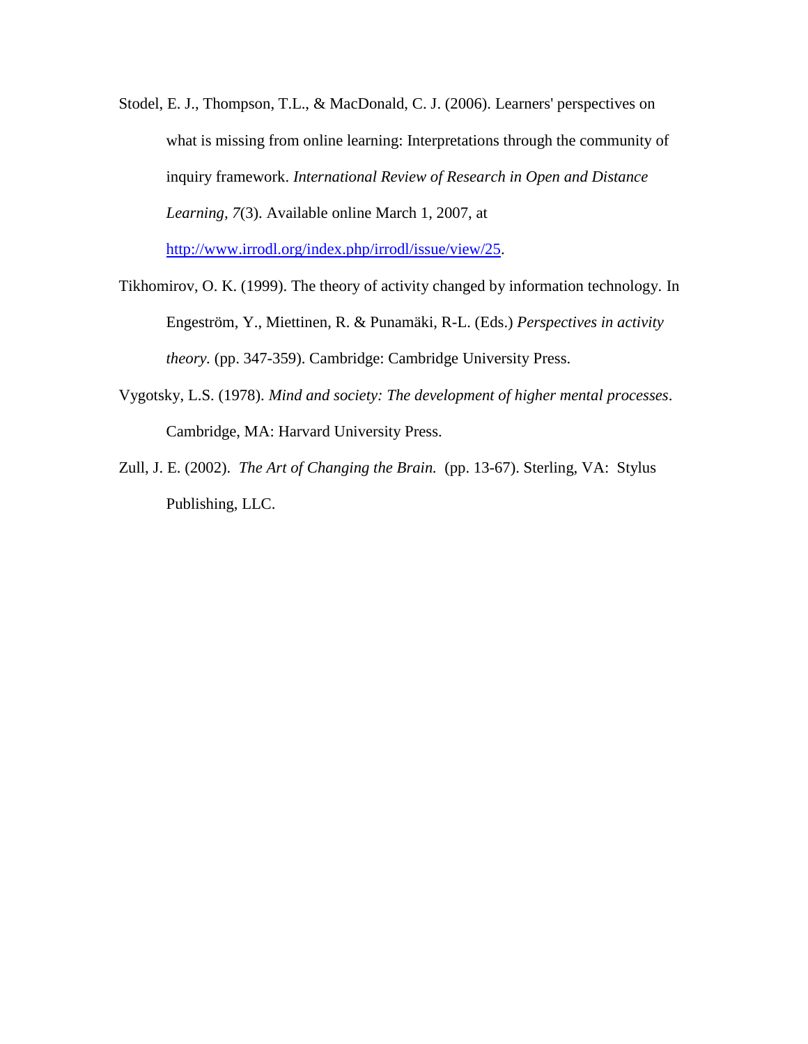Stodel, E. J., Thompson, T.L., & MacDonald, C. J. (2006). Learners' perspectives on what is missing from online learning: Interpretations through the community of inquiry framework. *International Review of Research in Open and Distance Learning, 7*(3). Available online March 1, 2007, at http://www.irrodl.org/index.php/irrodl/issue/view/25.

Tikhomirov, O. K. (1999). The theory of activity changed by information technology. In Engeström, Y., Miettinen, R. & Punamäki, R-L. (Eds.) *Perspectives in activity theory.* (pp. 347-359). Cambridge: Cambridge University Press.

Vygotsky, L.S. (1978). *Mind and society: The development of higher mental processes*. Cambridge, MA: Harvard University Press.

Zull, J. E. (2002). *The Art of Changing the Brain.* (pp. 13-67). Sterling, VA: Stylus Publishing, LLC.